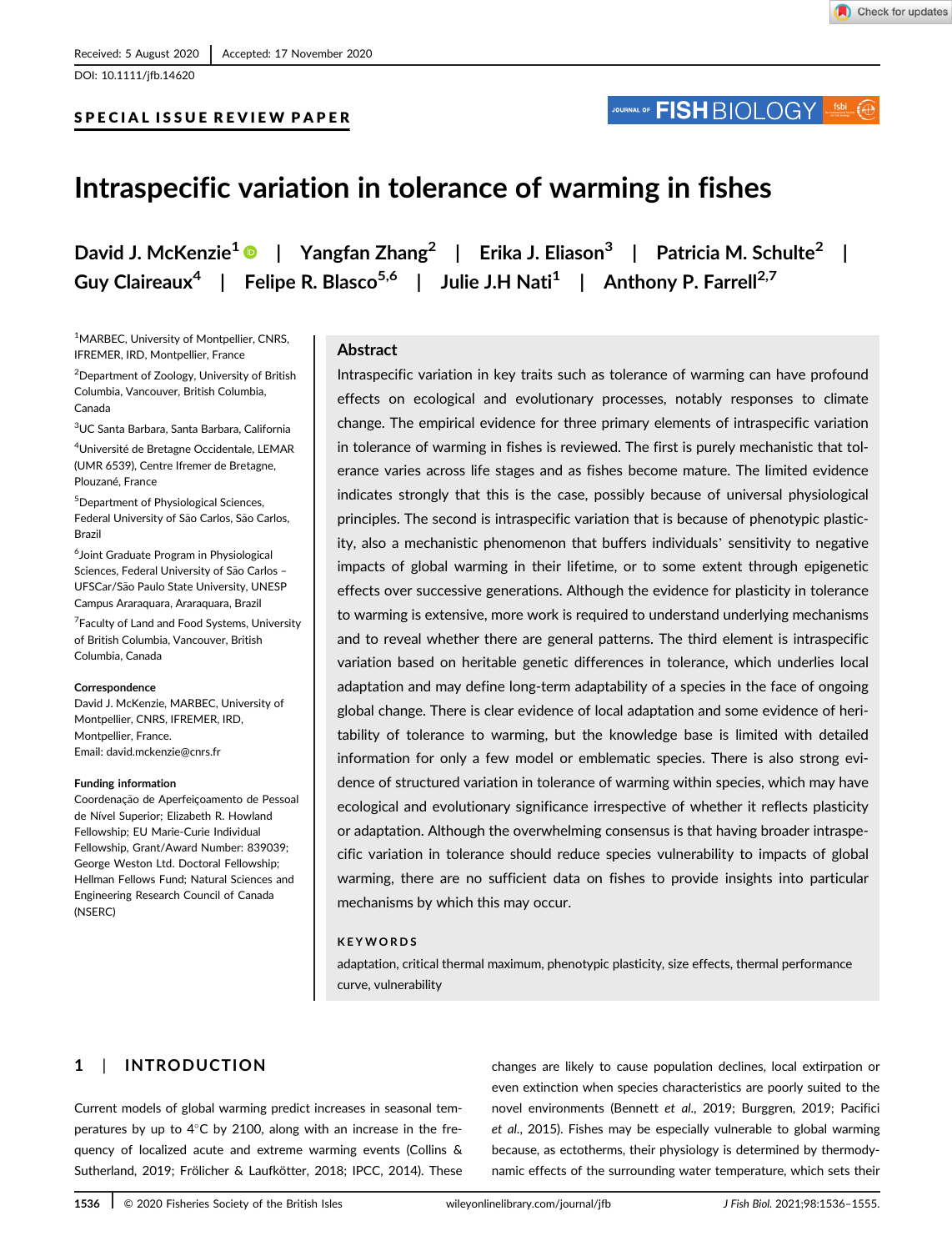Received: 5 August 2020 | Accepted: 17 November 2020

DOI: 10.1111/jfb.14620

**SPECIAL ISSUE REVIEW PAPER**

# Intraspecific variation in tolerance of warming in fishes

**David J. McKenzie[1] | Yangfan Zhang[2] | Erika J. Eliason[3] | Patricia M. Schulte[2] | Guy Claireaux[4] | Felipe R. Blasco[5,6] | Julie J.H Nati[1] | Anthony P. Farrell[2,7]**

[1]MARBEC, University of Montpellier, CNRS, IFREMER, IRD, Montpellier, France

[2]Department of Zoology, University of British Columbia, Vancouver, British Columbia, Canada

[3]UC Santa Barbara, Santa Barbara, California

[4]Université de Bretagne Occidentale, LEMAR (UMR 6539), Centre Ifremer de Bretagne, Plouzané, France

[5]Department of Physiological Sciences, Federal University of São Carlos, São Carlos, Brazil

[6]Joint Graduate Program in Physiological Sciences, Federal University of São Carlos – UFSCar/São Paulo State University, UNESP Campus Araraquara, Araraquara, Brazil

[7]Faculty of Land and Food Systems, University of British Columbia, Vancouver, British Columbia, Canada

**Correspondence**
David J. McKenzie, MARBEC, University of Montpellier, CNRS, IFREMER, IRD, Montpellier, France.
Email: david.mckenzie@cnrs.fr

**Funding information**
Coordenação de Aperfeiçoamento de Pessoal de Nível Superior; Elizabeth R. Howland Fellowship; EU Marie-Curie Individual Fellowship, Grant/Award Number: 839039; George Weston Ltd. Doctoral Fellowship; Hellman Fellows Fund; Natural Sciences and Engineering Research Council of Canada (NSERC)

## Abstract

Intraspecific variation in key traits such as tolerance of warming can have profound effects on ecological and evolutionary processes, notably responses to climate change. The empirical evidence for three primary elements of intraspecific variation in tolerance of warming in fishes is reviewed. The first is purely mechanistic that tolerance varies across life stages and as fishes become mature. The limited evidence indicates strongly that this is the case, possibly because of universal physiological principles. The second is intraspecific variation that is because of phenotypic plasticity, also a mechanistic phenomenon that buffers individuals' sensitivity to negative impacts of global warming in their lifetime, or to some extent through epigenetic effects over successive generations. Although the evidence for plasticity in tolerance to warming is extensive, more work is required to understand underlying mechanisms and to reveal whether there are general patterns. The third element is intraspecific variation based on heritable genetic differences in tolerance, which underlies local adaptation and may define long-term adaptability of a species in the face of ongoing global change. There is clear evidence of local adaptation and some evidence of heritability of tolerance to warming, but the knowledge base is limited with detailed information for only a few model or emblematic species. There is also strong evidence of structured variation in tolerance of warming within species, which may have ecological and evolutionary significance irrespective of whether it reflects plasticity or adaptation. Although the overwhelming consensus is that having broader intraspecific variation in tolerance should reduce species vulnerability to impacts of global warming, there are no sufficient data on fishes to provide insights into particular mechanisms by which this may occur.

**KEYWORDS**

adaptation, critical thermal maximum, phenotypic plasticity, size effects, thermal performance curve, vulnerability

## 1 | INTRODUCTION

Current models of global warming predict increases in seasonal temperatures by up to 4°C by 2100, along with an increase in the frequency of localized acute and extreme warming events (Collins & Sutherland, 2019; Frölicher & Laufkötter, 2018; IPCC, 2014). These changes are likely to cause population declines, local extirpation or even extinction when species characteristics are poorly suited to the novel environments (Bennett *et al*., 2019; Burggren, 2019; Pacifici *et al*., 2015). Fishes may be especially vulnerable to global warming because, as ectotherms, their physiology is determined by thermodynamic effects of the surrounding water temperature, which sets their

© 2020 Fisheries Society of the British Isles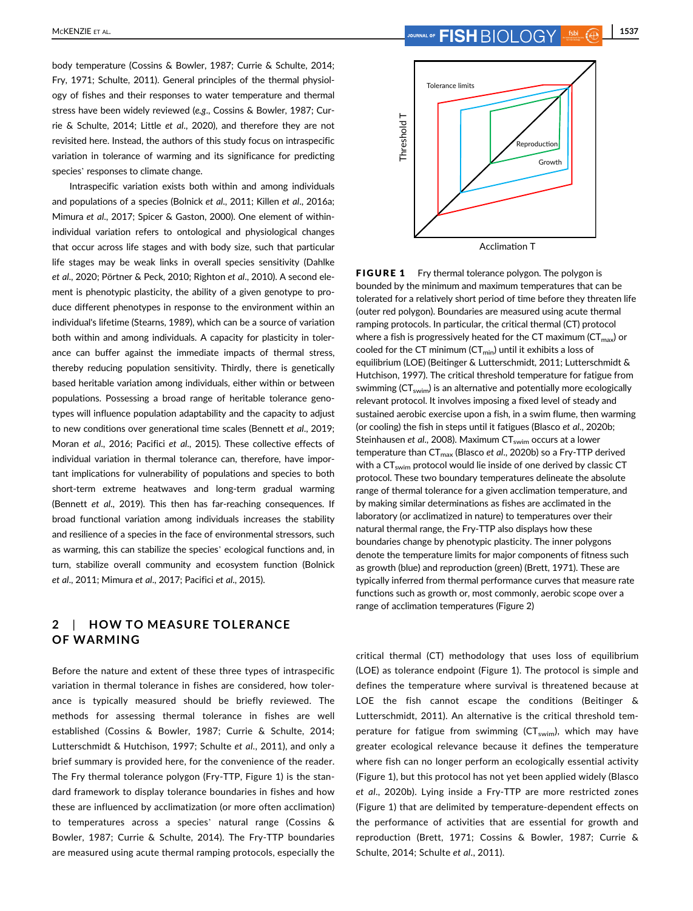body temperature (Cossins & Bowler, 1987; Currie & Schulte, 2014; Fry, 1971; Schulte, 2011). General principles of the thermal physiology of fishes and their responses to water temperature and thermal stress have been widely reviewed (*e.g*., Cossins & Bowler, 1987; Currie & Schulte, 2014; Little *et al*., 2020), and therefore they are not revisited here. Instead, the authors of this study focus on intraspecific variation in tolerance of warming and its significance for predicting species' responses to climate change.

Intraspecific variation exists both within and among individuals and populations of a species (Bolnick *et al*., 2011; Killen *et al*., 2016a; Mimura *et al*., 2017; Spicer & Gaston, 2000). One element of within-individual variation refers to ontological and physiological changes that occur across life stages and with body size, such that particular life stages may be weak links in overall species sensitivity (Dahlke *et al*., 2020; Pörtner & Peck, 2010; Righton *et al*., 2010). A second element is phenotypic plasticity, the ability of a given genotype to produce different phenotypes in response to the environment within an individual's lifetime (Stearns, 1989), which can be a source of variation both within and among individuals. A capacity for plasticity in tolerance can buffer against the immediate impacts of thermal stress, thereby reducing population sensitivity. Thirdly, there is genetically based heritable variation among individuals, either within or between populations. Possessing a broad range of heritable tolerance genotypes will influence population adaptability and the capacity to adjust to new conditions over generational time scales (Bennett *et al*., 2019; Moran *et al*., 2016; Pacifici *et al*., 2015). These collective effects of individual variation in thermal tolerance can, therefore, have important implications for vulnerability of populations and species to both short-term extreme heatwaves and long-term gradual warming (Bennett *et al*., 2019). This then has far-reaching consequences. If broad functional variation among individuals increases the stability and resilience of a species in the face of environmental stressors, such as warming, this can stabilize the species' ecological functions and, in turn, stabilize overall community and ecosystem function (Bolnick *et al*., 2011; Mimura *et al*., 2017; Pacifici *et al*., 2015).

## 2 | HOW TO MEASURE TOLERANCE OF WARMING

Before the nature and extent of these three types of intraspecific variation in thermal tolerance in fishes are considered, how tolerance is typically measured should be briefly reviewed. The methods for assessing thermal tolerance in fishes are well established (Cossins & Bowler, 1987; Currie & Schulte, 2014; Lutterschmidt & Hutchison, 1997; Schulte *et al*., 2011), and only a brief summary is provided here, for the convenience of the reader. The Fry thermal tolerance polygon (Fry-TTP, Figure 1) is the standard framework to display tolerance boundaries in fishes and how these are influenced by acclimatization (or more often acclimation) to temperatures across a species' natural range (Cossins & Bowler, 1987; Currie & Schulte, 2014). The Fry-TTP boundaries are measured using acute thermal ramping protocols, especially the critical thermal (CT) methodology that uses loss of equilibrium (LOE) as tolerance endpoint (Figure 1). The protocol is simple and defines the temperature where survival is threatened because at LOE the fish cannot escape the conditions (Beitinger & Lutterschmidt, 2011). An alternative is the critical threshold temperature for fatigue from swimming ($CT_{swim}$), which may have greater ecological relevance because it defines the temperature where fish can no longer perform an ecologically essential activity (Figure 1), but this protocol has not yet been applied widely (Blasco *et al*., 2020b). Lying inside a Fry-TTP are more restricted zones (Figure 1) that are delimited by temperature-dependent effects on the performance of activities that are essential for growth and reproduction (Brett, 1971; Cossins & Bowler, 1987; Currie & Schulte, 2014; Schulte *et al*., 2011).

**FIGURE 1** Fry thermal tolerance polygon. The polygon is bounded by the minimum and maximum temperatures that can be tolerated for a relatively short period of time before they threaten life (outer red polygon). Boundaries are measured using acute thermal ramping protocols. In particular, the critical thermal (CT) protocol where a fish is progressively heated for the CT maximum ($CT_{max}$) or cooled for the CT minimum ($CT_{min}$) until it exhibits a loss of equilibrium (LOE) (Beitinger & Lutterschmidt, 2011; Lutterschmidt & Hutchison, 1997). The critical threshold temperature for fatigue from swimming ($CT_{swim}$) is an alternative and potentially more ecologically relevant protocol. It involves imposing a fixed level of steady and sustained aerobic exercise upon a fish, in a swim flume, then warming (or cooling) the fish in steps until it fatigues (Blasco *et al*., 2020b; Steinhausen *et al*., 2008). Maximum $CT_{swim}$ occurs at a lower temperature than $CT_{max}$ (Blasco *et al*., 2020b) so a Fry-TTP derived with a $CT_{swim}$ protocol would lie inside of one derived by classic CT protocol. These two boundary temperatures delineate the absolute range of thermal tolerance for a given acclimation temperature, and by making similar determinations as fishes are acclimated in the laboratory (or acclimatized in nature) to temperatures over their natural thermal range, the Fry-TTP also displays how these boundaries change by phenotypic plasticity. The inner polygons denote the temperature limits for major components of fitness such as growth (blue) and reproduction (green) (Brett, 1971). These are typically inferred from thermal performance curves that measure rate functions such as growth or, most commonly, aerobic scope over a range of acclimation temperatures (Figure 2)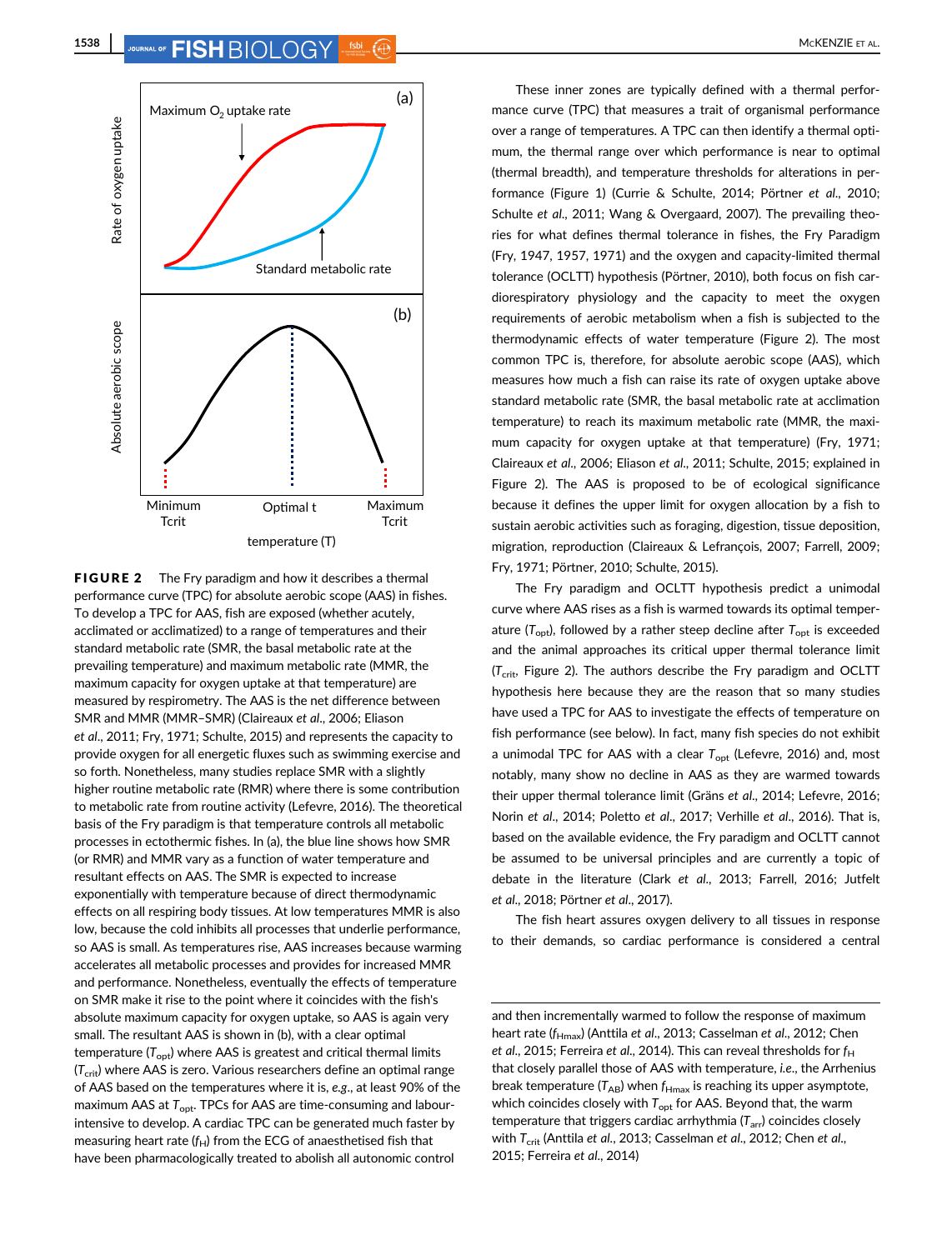**FIGURE 2** The Fry paradigm and how it describes a thermal performance curve (TPC) for absolute aerobic scope (AAS) in fishes. To develop a TPC for AAS, fish are exposed (whether acutely, acclimated or acclimatized) to a range of temperatures and their standard metabolic rate (SMR, the basal metabolic rate at the prevailing temperature) and maximum metabolic rate (MMR, the maximum capacity for oxygen uptake at that temperature) are measured by respirometry. The AAS is the net difference between SMR and MMR (MMR–SMR) (Claireaux *et al*., 2006; Eliason *et al*., 2011; Fry, 1971; Schulte, 2015) and represents the capacity to provide oxygen for all energetic fluxes such as swimming exercise and so forth. Nonetheless, many studies replace SMR with a slightly higher routine metabolic rate (RMR) where there is some contribution to metabolic rate from routine activity (Lefevre, 2016). The theoretical basis of the Fry paradigm is that temperature controls all metabolic processes in ectothermic fishes. In (a), the blue line shows how SMR (or RMR) and MMR vary as a function of water temperature and resultant effects on AAS. The SMR is expected to increase exponentially with temperature because of direct thermodynamic effects on all respiring body tissues. At low temperatures MMR is also low, because the cold inhibits all processes that underlie performance, so AAS is small. As temperatures rise, AAS increases because warming accelerates all metabolic processes and provides for increased MMR and performance. Nonetheless, eventually the effects of temperature on SMR make it rise to the point where it coincides with the fish's absolute maximum capacity for oxygen uptake, so AAS is again very small. The resultant AAS is shown in (b), with a clear optimal temperature ($T_{opt}$) where AAS is greatest and critical thermal limits ($T_{crit}$) where AAS is zero. Various researchers define an optimal range of AAS based on the temperatures where it is, *e.g*., at least 90% of the maximum AAS at $T_{opt}$. TPCs for AAS are time-consuming and labour-intensive to develop. A cardiac TPC can be generated much faster by measuring heart rate ($f_H$) from the ECG of anaesthetised fish that have been pharmacologically treated to abolish all autonomic control and then incrementally warmed to follow the response of maximum heart rate ($f_{Hmax}$) (Anttila *et al*., 2013; Casselman *et al*., 2012; Chen *et al*., 2015; Ferreira *et al*., 2014). This can reveal thresholds for $f_H$ that closely parallel those of AAS with temperature, *i.e*., the Arrhenius break temperature ($T_{AB}$) when $f_{Hmax}$ is reaching its upper asymptote, which coincides closely with $T_{opt}$ for AAS. Beyond that, the warm temperature that triggers cardiac arrhythmia ($T_{arr}$) coincides closely with $T_{crit}$ (Anttila *et al*., 2013; Casselman *et al*., 2012; Chen *et al*., 2015; Ferreira *et al*., 2014)

These inner zones are typically defined with a thermal performance curve (TPC) that measures a trait of organismal performance over a range of temperatures. A TPC can then identify a thermal optimum, the thermal range over which performance is near to optimal (thermal breadth), and temperature thresholds for alterations in performance (Figure 1) (Currie & Schulte, 2014; Pörtner *et al*., 2010; Schulte *et al*., 2011; Wang & Overgaard, 2007). The prevailing theories for what defines thermal tolerance in fishes, the Fry Paradigm (Fry, 1947, 1957, 1971) and the oxygen and capacity-limited thermal tolerance (OCLTT) hypothesis (Pörtner, 2010), both focus on fish cardiorespiratory physiology and the capacity to meet the oxygen requirements of aerobic metabolism when a fish is subjected to the thermodynamic effects of water temperature (Figure 2). The most common TPC is, therefore, for absolute aerobic scope (AAS), which measures how much a fish can raise its rate of oxygen uptake above standard metabolic rate (SMR, the basal metabolic rate at acclimation temperature) to reach its maximum metabolic rate (MMR, the maximum capacity for oxygen uptake at that temperature) (Fry, 1971; Claireaux *et al*., 2006; Eliason *et al*., 2011; Schulte, 2015; explained in Figure 2). The AAS is proposed to be of ecological significance because it defines the upper limit for oxygen allocation by a fish to sustain aerobic activities such as foraging, digestion, tissue deposition, migration, reproduction (Claireaux & Lefrançois, 2007; Farrell, 2009; Fry, 1971; Pörtner, 2010; Schulte, 2015).

The Fry paradigm and OCLTT hypothesis predict a unimodal curve where AAS rises as a fish is warmed towards its optimal temperature ($T_{opt}$), followed by a rather steep decline after $T_{opt}$ is exceeded and the animal approaches its critical upper thermal tolerance limit ($T_{crit}$, Figure 2). The authors describe the Fry paradigm and OCLTT hypothesis here because they are the reason that so many studies have used a TPC for AAS to investigate the effects of temperature on fish performance (see below). In fact, many fish species do not exhibit a unimodal TPC for AAS with a clear $T_{opt}$ (Lefevre, 2016) and, most notably, many show no decline in AAS as they are warmed towards their upper thermal tolerance limit (Gräns *et al*., 2014; Lefevre, 2016; Norin *et al*., 2014; Poletto *et al*., 2017; Verhille *et al*., 2016). That is, based on the available evidence, the Fry paradigm and OCLTT cannot be assumed to be universal principles and are currently a topic of debate in the literature (Clark *et al*., 2013; Farrell, 2016; Jutfelt *et al*., 2018; Pörtner *et al*., 2017).

The fish heart assures oxygen delivery to all tissues in response to their demands, so cardiac performance is considered a central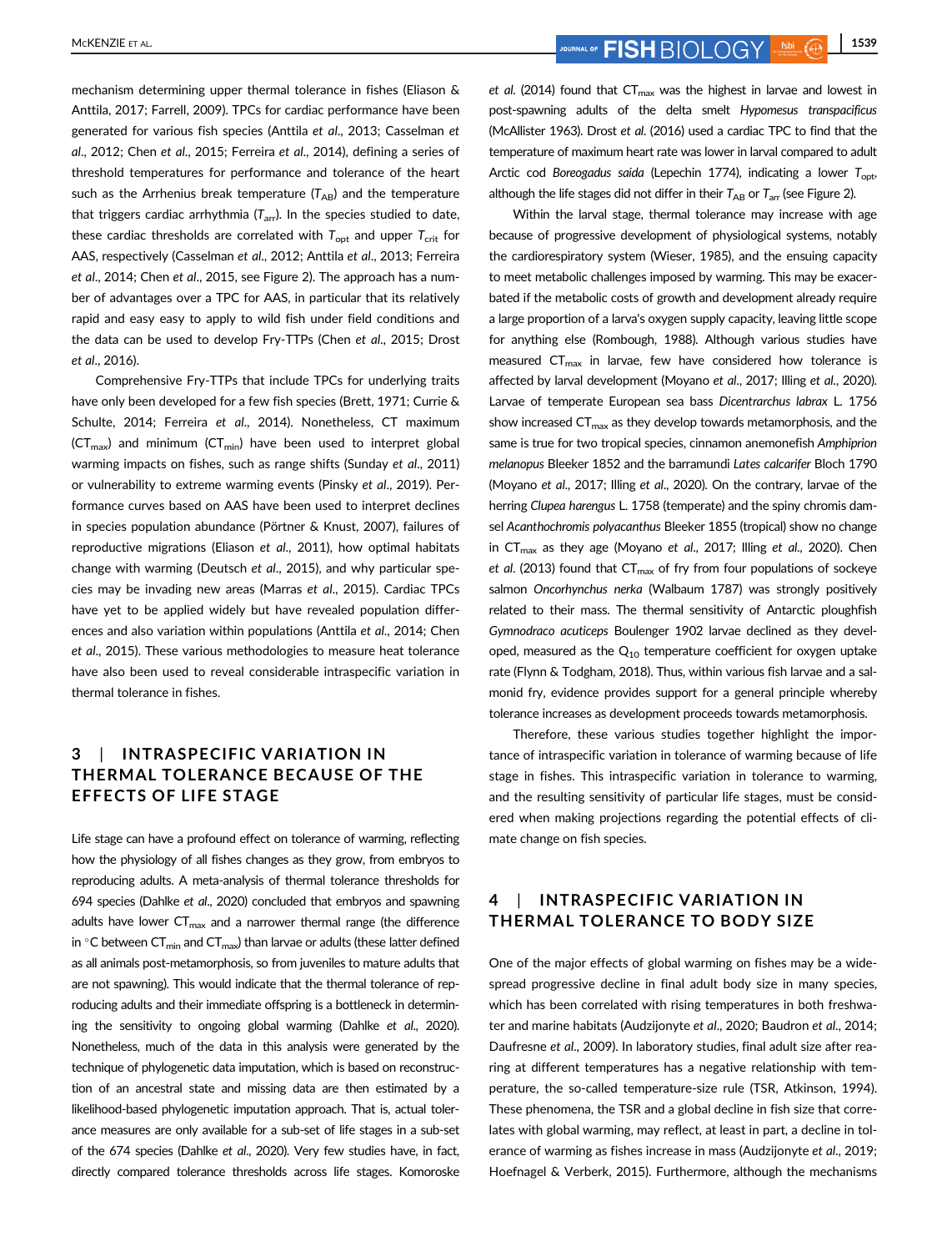mechanism determining upper thermal tolerance in fishes (Eliason & Anttila, 2017; Farrell, 2009). TPCs for cardiac performance have been generated for various fish species (Anttila *et al*., 2013; Casselman *et al*., 2012; Chen *et al*., 2015; Ferreira *et al*., 2014), defining a series of threshold temperatures for performance and tolerance of the heart such as the Arrhenius break temperature ($T_{AB}$) and the temperature that triggers cardiac arrhythmia ($T_{arr}$). In the species studied to date, these cardiac thresholds are correlated with $T_{opt}$ and upper $T_{crit}$ for AAS, respectively (Casselman *et al*., 2012; Anttila *et al*., 2013; Ferreira *et al*., 2014; Chen *et al*., 2015, see Figure 2). The approach has a number of advantages over a TPC for AAS, in particular that its relatively rapid and easy easy to apply to wild fish under field conditions and the data can be used to develop Fry-TTPs (Chen *et al*., 2015; Drost *et al*., 2016).

Comprehensive Fry-TTPs that include TPCs for underlying traits have only been developed for a few fish species (Brett, 1971; Currie & Schulte, 2014; Ferreira *et al*., 2014). Nonetheless, CT maximum ($CT_{max}$) and minimum ($CT_{min}$) have been used to interpret global warming impacts on fishes, such as range shifts (Sunday *et al*., 2011) or vulnerability to extreme warming events (Pinsky *et al*., 2019). Performance curves based on AAS have been used to interpret declines in species population abundance (Pörtner & Knust, 2007), failures of reproductive migrations (Eliason *et al*., 2011), how optimal habitats change with warming (Deutsch *et al*., 2015), and why particular species may be invading new areas (Marras *et al*., 2015). Cardiac TPCs have yet to be applied widely but have revealed population differences and also variation within populations (Anttila *et al*., 2014; Chen *et al*., 2015). These various methodologies to measure heat tolerance have also been used to reveal considerable intraspecific variation in thermal tolerance in fishes.

## 3 | INTRASPECIFIC VARIATION IN THERMAL TOLERANCE BECAUSE OF THE EFFECTS OF LIFE STAGE

Life stage can have a profound effect on tolerance of warming, reflecting how the physiology of all fishes changes as they grow, from embryos to reproducing adults. A meta-analysis of thermal tolerance thresholds for 694 species (Dahlke *et al*., 2020) concluded that embryos and spawning adults have lower $CT_{max}$ and a narrower thermal range (the difference in °C between $CT_{min}$ and $CT_{max}$) than larvae or adults (these latter defined as all animals post-metamorphosis, so from juveniles to mature adults that are not spawning). This would indicate that the thermal tolerance of reproducing adults and their immediate offspring is a bottleneck in determining the sensitivity to ongoing global warming (Dahlke *et al*., 2020). Nonetheless, much of the data in this analysis were generated by the technique of phylogenetic data imputation, which is based on reconstruction of an ancestral state and missing data are then estimated by a likelihood-based phylogenetic imputation approach. That is, actual tolerance measures are only available for a sub-set of life stages in a sub-set of the 674 species (Dahlke *et al*., 2020). Very few studies have, in fact, directly compared tolerance thresholds across life stages. Komoroske *et al*. (2014) found that $CT_{max}$ was the highest in larvae and lowest in post-spawning adults of the delta smelt *Hypomesus transpacificus* (McAllister 1963). Drost *et al*. (2016) used a cardiac TPC to find that the temperature of maximum heart rate was lower in larval compared to adult Arctic cod *Boreogadus saida* (Lepechin 1774), indicating a lower $T_{opt}$, although the life stages did not differ in their $T_{AB}$ or $T_{arr}$ (see Figure 2).

Within the larval stage, thermal tolerance may increase with age because of progressive development of physiological systems, notably the cardiorespiratory system (Wieser, 1985), and the ensuing capacity to meet metabolic challenges imposed by warming. This may be exacerbated if the metabolic costs of growth and development already require a large proportion of a larva's oxygen supply capacity, leaving little scope for anything else (Rombough, 1988). Although various studies have measured $CT_{max}$ in larvae, few have considered how tolerance is affected by larval development (Moyano *et al*., 2017; Illing *et al*., 2020). Larvae of temperate European sea bass *Dicentrarchus labrax* L. 1756 show increased $CT_{max}$ as they develop towards metamorphosis, and the same is true for two tropical species, cinnamon anemonefish *Amphiprion melanopus* Bleeker 1852 and the barramundi *Lates calcarifer* Bloch 1790 (Moyano *et al*., 2017; Illing *et al*., 2020). On the contrary, larvae of the herring *Clupea harengus* L. 1758 (temperate) and the spiny chromis damsel *Acanthochromis polyacanthus* Bleeker 1855 (tropical) show no change in $CT_{max}$ as they age (Moyano *et al*., 2017; Illing *et al*., 2020). Chen *et al*. (2013) found that $CT_{max}$ of fry from four populations of sockeye salmon *Oncorhynchus nerka* (Walbaum 1787) was strongly positively related to their mass. The thermal sensitivity of Antarctic ploughfish *Gymnodraco acuticeps* Boulenger 1902 larvae declined as they developed, measured as the $Q_{10}$ temperature coefficient for oxygen uptake rate (Flynn & Todgham, 2018). Thus, within various fish larvae and a salmonid fry, evidence provides support for a general principle whereby tolerance increases as development proceeds towards metamorphosis.

Therefore, these various studies together highlight the importance of intraspecific variation in tolerance of warming because of life stage in fishes. This intraspecific variation in tolerance to warming, and the resulting sensitivity of particular life stages, must be considered when making projections regarding the potential effects of climate change on fish species.

## 4 | INTRASPECIFIC VARIATION IN THERMAL TOLERANCE TO BODY SIZE

One of the major effects of global warming on fishes may be a widespread progressive decline in final adult body size in many species, which has been correlated with rising temperatures in both freshwater and marine habitats (Audzijonyte *et al*., 2020; Baudron *et al*., 2014; Daufresne *et al*., 2009). In laboratory studies, final adult size after rearing at different temperatures has a negative relationship with temperature, the so-called temperature-size rule (TSR, Atkinson, 1994). These phenomena, the TSR and a global decline in fish size that correlates with global warming, may reflect, at least in part, a decline in tolerance of warming as fishes increase in mass (Audzijonyte *et al*., 2019; Hoefnagel & Verberk, 2015). Furthermore, although the mechanisms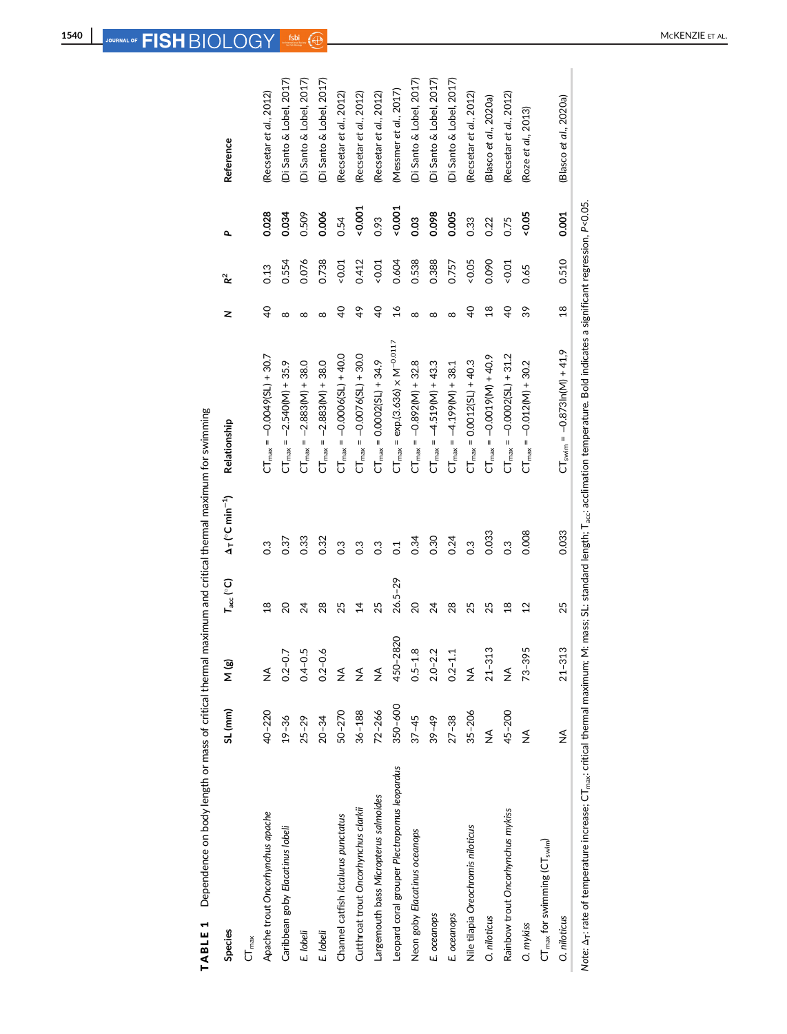**TABLE 1** Dependence on body length or mass of critical thermal maximum and critical thermal maximum for swimming

| Species | SL (mm) | M (g) | $T_{acc}$ (°C) | $\Delta_T$ (°C min$^{-1}$) | Relationship | N | $R^2$ | P | Reference |
|---|---|---|---|---|---|---|---|---|---|
| $CT_{max}$ | | | | | | | | | |
| Apache trout *Oncorhynchus apache* | 40–220 | NA | 18 | 0.3 | $CT_{max} = -0.0049(SL) + 30.7$ | 40 | 0.13 | **0.028** | (Recsetar et al., 2012) |
| Caribbean goby *Elacatinus lobeli* | 19–36 | 0.2–0.7 | 20 | 0.37 | $CT_{max} = -2.540(M) + 35.9$ | 8 | 0.554 | **0.034** | (Di Santo & Lobel, 2017) |
| *E. lobeli* | 25–29 | 0.4–0.5 | 24 | 0.33 | $CT_{max} = -2.883(M) + 38.0$ | 8 | 0.076 | 0.509 | (Di Santo & Lobel, 2017) |
| *E. lobeli* | 20–34 | 0.2–0.6 | 28 | 0.32 | $CT_{max} = -2.883(M) + 38.0$ | 8 | 0.738 | **0.006** | (Di Santo & Lobel, 2017) |
| Channel catfish *Ictalurus punctatus* | 50–270 | NA | 25 | 0.3 | $CT_{max} = -0.0006(SL) + 40.0$ | 40 | <0.01 | 0.54 | (Recsetar et al., 2012) |
| Cutthroat trout *Oncorhynchus clarkii* | 36–188 | NA | 14 | 0.3 | $CT_{max} = -0.0076(SL) + 30.0$ | 49 | 0.412 | **<0.001** | (Recsetar et al., 2012) |
| Largemouth bass *Micropterus salmoides* | 72–266 | NA | 25 | 0.3 | $CT_{max} = 0.0002(SL) + 34.9$ | 40 | <0.01 | 0.93 | (Recsetar et al., 2012) |
| Leopard coral grouper *Plectropomus leopardus* | 350–600 | 450–2820 | 26.5–29 | 0.1 | $CT_{max} = \exp(3.636) \times M^{-0.0117}$ | 16 | 0.604 | **<0.001** | (Messmer et al., 2017) |
| Neon goby *Elacatinus oceanops* | 37–45 | 0.5–1.8 | 20 | 0.34 | $CT_{max} = -0.892(M) + 32.8$ | 8 | 0.538 | **0.03** | (Di Santo & Lobel, 2017) |
| *E. oceanops* | 39–49 | 2.0–2.2 | 24 | 0.30 | $CT_{max} = -4.519(M) + 43.3$ | 8 | 0.388 | **0.098** | (Di Santo & Lobel, 2017) |
| *E. oceanops* | 27–38 | 0.2–1.1 | 28 | 0.24 | $CT_{max} = -4.199(M) + 38.1$ | 8 | 0.757 | **0.005** | (Di Santo & Lobel, 2017) |
| Nile tilapia *Oreochromis niloticus* | 35–206 | NA | 25 | 0.3 | $CT_{max} = 0.0012(SL) + 40.3$ | 40 | <0.05 | 0.33 | (Recsetar et al., 2012) |
| *O. niloticus* | NA | 21–313 | 25 | 0.033 | $CT_{max} = -0.0019(M) + 40.9$ | 18 | 0.090 | 0.22 | (Blasco et al., 2020a) |
| Rainbow trout *Oncorhynchus mykiss* | 45–200 | NA | 18 | 0.3 | $CT_{max} = -0.0002(SL) + 31.2$ | 40 | <0.01 | 0.75 | (Recsetar et al., 2012) |
| *O. mykiss* | NA | 73–395 | 12 | 0.008 | $CT_{max} = -0.012(M) + 30.2$ | 39 | 0.65 | **<0.05** | (Roze et al., 2013) |
| $CT_{max}$ for swimming ($CT_{swim}$) | | | | | | | | | |
| *O. niloticus* | NA | 21–313 | 25 | 0.033 | $CT_{swim} = -0.873\ln(M) + 41.9$ | 18 | 0.510 | **0.001** | (Blasco et al., 2020a) |

*Note*: $\Delta_T$: rate of temperature increase; $CT_{max}$: critical thermal maximum; M: mass; SL: standard length; $T_{acc}$: acclimation temperature. Bold indicates a significant regression, $P<0.05$.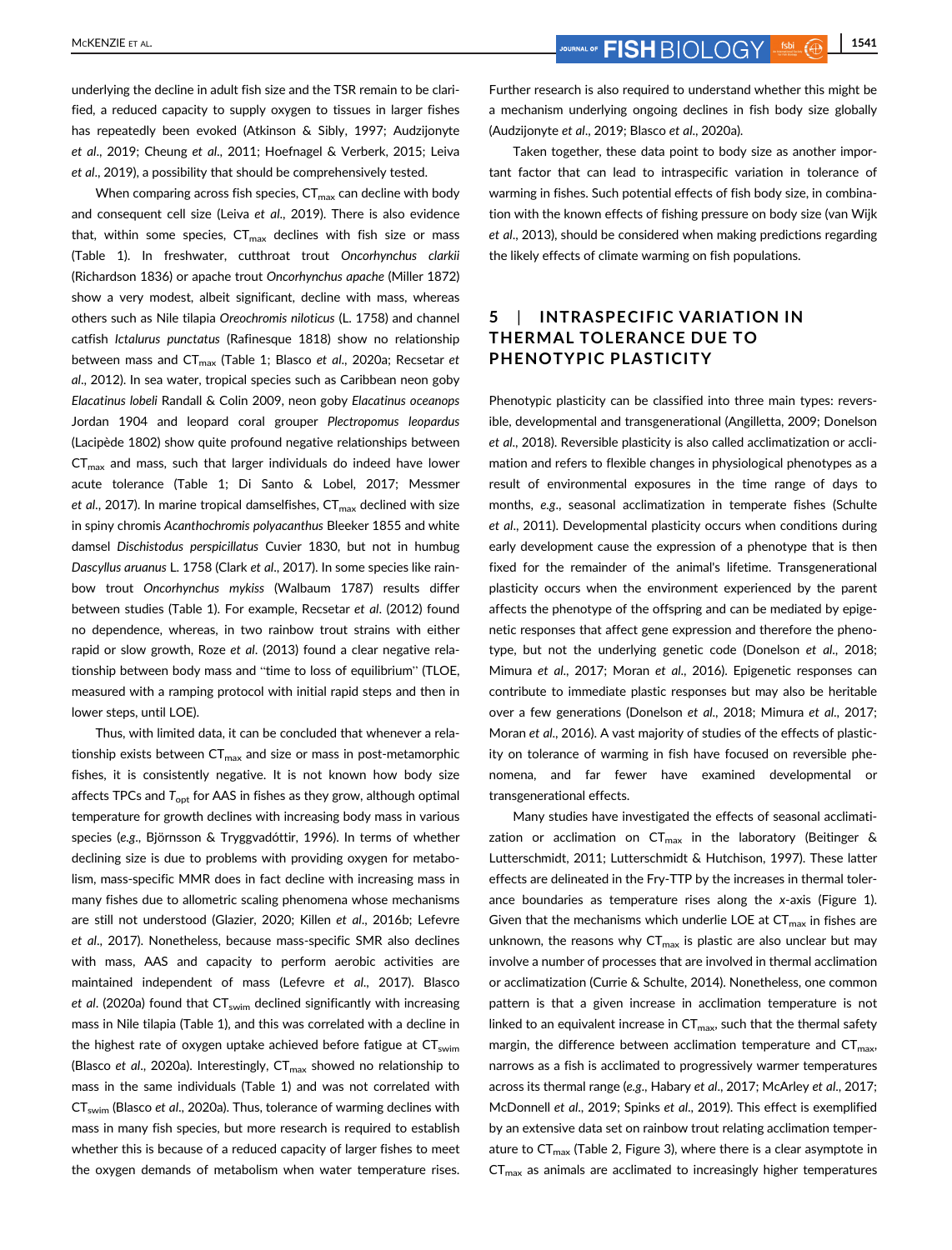underlying the decline in adult fish size and the TSR remain to be clarified, a reduced capacity to supply oxygen to tissues in larger fishes has repeatedly been evoked (Atkinson & Sibly, 1997; Audzijonyte et al., 2019; Cheung et al., 2011; Hoefnagel & Verberk, 2015; Leiva et al., 2019), a possibility that should be comprehensively tested.

When comparing across fish species, $CT_{max}$ can decline with body and consequent cell size (Leiva et al., 2019). There is also evidence that, within some species, $CT_{max}$ declines with fish size or mass (Table 1). In freshwater, cutthroat trout *Oncorhynchus clarkii* (Richardson 1836) or apache trout *Oncorhynchus apache* (Miller 1872) show a very modest, albeit significant, decline with mass, whereas others such as Nile tilapia *Oreochromis niloticus* (L. 1758) and channel catfish *Ictalurus punctatus* (Rafinesque 1818) show no relationship between mass and $CT_{max}$ (Table 1; Blasco et al., 2020a; Recsetar et al., 2012). In sea water, tropical species such as Caribbean neon goby *Elacatinus lobeli* Randall & Colin 2009, neon goby *Elacatinus oceanops* Jordan 1904 and leopard coral grouper *Plectropomus leopardus* (Lacipède 1802) show quite profound negative relationships between $CT_{max}$ and mass, such that larger individuals do indeed have lower acute tolerance (Table 1; Di Santo & Lobel, 2017; Messmer et al., 2017). In marine tropical damselfishes, $CT_{max}$ declined with size in spiny chromis *Acanthochromis polyacanthus* Bleeker 1855 and white damsel *Dischistodus perspicillatus* Cuvier 1830, but not in humbug *Dascyllus aruanus* L. 1758 (Clark et al., 2017). In some species like rainbow trout *Oncorhynchus mykiss* (Walbaum 1787) results differ between studies (Table 1). For example, Recsetar et al. (2012) found no dependence, whereas, in two rainbow trout strains with either rapid or slow growth, Roze et al. (2013) found a clear negative relationship between body mass and "time to loss of equilibrium" (TLOE, measured with a ramping protocol with initial rapid steps and then in lower steps, until LOE).

Thus, with limited data, it can be concluded that whenever a relationship exists between $CT_{max}$ and size or mass in post-metamorphic fishes, it is consistently negative. It is not known how body size affects TPCs and $T_{opt}$ for AAS in fishes as they grow, although optimal temperature for growth declines with increasing body mass in various species (e.g., Björnsson & Tryggvadóttir, 1996). In terms of whether declining size is due to problems with providing oxygen for metabolism, mass-specific MMR does in fact decline with increasing mass in many fishes due to allometric scaling phenomena whose mechanisms are still not understood (Glazier, 2020; Killen et al., 2016b; Lefevre et al., 2017). Nonetheless, because mass-specific SMR also declines with mass, AAS and capacity to perform aerobic activities are maintained independent of mass (Lefevre et al., 2017). Blasco et al. (2020a) found that $CT_{swim}$ declined significantly with increasing mass in Nile tilapia (Table 1), and this was correlated with a decline in the highest rate of oxygen uptake achieved before fatigue at $CT_{swim}$ (Blasco et al., 2020a). Interestingly, $CT_{max}$ showed no relationship to mass in the same individuals (Table 1) and was not correlated with $CT_{swim}$ (Blasco et al., 2020a). Thus, tolerance of warming declines with mass in many fish species, but more research is required to establish whether this is because of a reduced capacity of larger fishes to meet the oxygen demands of metabolism when water temperature rises. Further research is also required to understand whether this might be a mechanism underlying ongoing declines in fish body size globally (Audzijonyte et al., 2019; Blasco et al., 2020a).

Taken together, these data point to body size as another important factor that can lead to intraspecific variation in tolerance of warming in fishes. Such potential effects of fish body size, in combination with the known effects of fishing pressure on body size (van Wijk et al., 2013), should be considered when making predictions regarding the likely effects of climate warming on fish populations.

## 5 | INTRASPECIFIC VARIATION IN THERMAL TOLERANCE DUE TO PHENOTYPIC PLASTICITY

Phenotypic plasticity can be classified into three main types: reversible, developmental and transgenerational (Angilletta, 2009; Donelson et al., 2018). Reversible plasticity is also called acclimatization or acclimation and refers to flexible changes in physiological phenotypes as a result of environmental exposures in the time range of days to months, e.g., seasonal acclimatization in temperate fishes (Schulte et al., 2011). Developmental plasticity occurs when conditions during early development cause the expression of a phenotype that is then fixed for the remainder of the animal's lifetime. Transgenerational plasticity occurs when the environment experienced by the parent affects the phenotype of the offspring and can be mediated by epigenetic responses that affect gene expression and therefore the phenotype, but not the underlying genetic code (Donelson et al., 2018; Mimura et al., 2017; Moran et al., 2016). Epigenetic responses can contribute to immediate plastic responses but may also be heritable over a few generations (Donelson et al., 2018; Mimura et al., 2017; Moran et al., 2016). A vast majority of studies of the effects of plasticity on tolerance of warming in fish have focused on reversible phenomena, and far fewer have examined developmental or transgenerational effects.

Many studies have investigated the effects of seasonal acclimatization or acclimation on $CT_{max}$ in the laboratory (Beitinger & Lutterschmidt, 2011; Lutterschmidt & Hutchison, 1997). These latter effects are delineated in the Fry-TTP by the increases in thermal tolerance boundaries as temperature rises along the x-axis (Figure 1). Given that the mechanisms which underlie LOE at $CT_{max}$ in fishes are unknown, the reasons why $CT_{max}$ is plastic are also unclear but may involve a number of processes that are involved in thermal acclimation or acclimatization (Currie & Schulte, 2014). Nonetheless, one common pattern is that a given increase in acclimation temperature is not linked to an equivalent increase in $CT_{max}$, such that the thermal safety margin, the difference between acclimation temperature and $CT_{max}$, narrows as a fish is acclimated to progressively warmer temperatures across its thermal range (e.g., Habary et al., 2017; McArley et al., 2017; McDonnell et al., 2019; Spinks et al., 2019). This effect is exemplified by an extensive data set on rainbow trout relating acclimation temperature to $CT_{max}$ (Table 2, Figure 3), where there is a clear asymptote in $CT_{max}$ as animals are acclimated to increasingly higher temperatures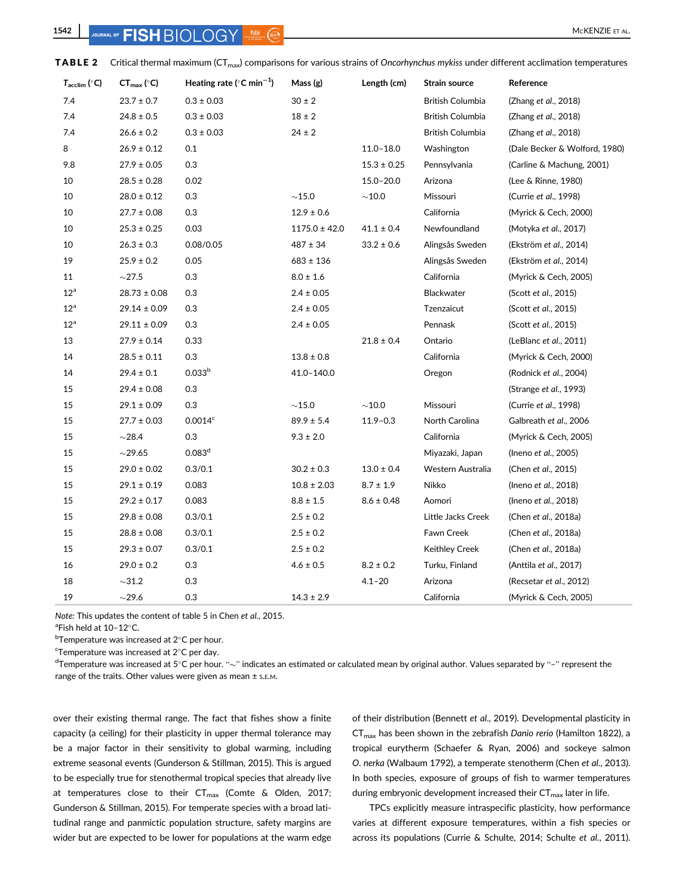**TABLE 2** Critical thermal maximum ($CT_{max}$) comparisons for various strains of *Oncorhynchus mykiss* under different acclimation temperatures

| $T_{acclim}$ (°C) | $CT_{max}$ (°C) | Heating rate (°C min$^{-1}$) | Mass (g) | Length (cm) | Strain source | Reference |
|---|---|---|---|---|---|---|
| 7.4 | 23.7 ± 0.7 | 0.3 ± 0.03 | 30 ± 2 | | British Columbia | (Zhang *et al*., 2018) |
| 7.4 | 24.8 ± 0.5 | 0.3 ± 0.03 | 18 ± 2 | | British Columbia | (Zhang *et al*., 2018) |
| 7.4 | 26.6 ± 0.2 | 0.3 ± 0.03 | 24 ± 2 | | British Columbia | (Zhang *et al*., 2018) |
| 8 | 26.9 ± 0.12 | 0.1 | | 11.0–18.0 | Washington | (Dale Becker & Wolford, 1980) |
| 9.8 | 27.9 ± 0.05 | 0.3 | | 15.3 ± 0.25 | Pennsylvania | (Carline & Machung, 2001) |
| 10 | 28.5 ± 0.28 | 0.02 | | 15.0–20.0 | Arizona | (Lee & Rinne, 1980) |
| 10 | 28.0 ± 0.12 | 0.3 | ~15.0 | ~10.0 | Missouri | (Currie *et al*., 1998) |
| 10 | 27.7 ± 0.08 | 0.3 | 12.9 ± 0.6 | | California | (Myrick & Cech, 2000) |
| 10 | 25.3 ± 0.25 | 0.03 | 1175.0 ± 42.0 | 41.1 ± 0.4 | Newfoundland | (Motyka *et al*., 2017) |
| 10 | 26.3 ± 0.3 | 0.08/0.05 | 487 ± 34 | 33.2 ± 0.6 | Alingsås Sweden | (Ekström *et al*., 2014) |
| 19 | 25.9 ± 0.2 | 0.05 | 683 ± 136 | | Alingsås Sweden | (Ekström *et al*., 2014) |
| 11 | ~27.5 | 0.3 | 8.0 ± 1.6 | | California | (Myrick & Cech, 2005) |
| 12[a] | 28.73 ± 0.08 | 0.3 | 2.4 ± 0.05 | | Blackwater | (Scott *et al*., 2015) |
| 12[a] | 29.14 ± 0.09 | 0.3 | 2.4 ± 0.05 | | Tzenzaicut | (Scott *et al*., 2015) |
| 12[a] | 29.11 ± 0.09 | 0.3 | 2.4 ± 0.05 | | Pennask | (Scott *et al*., 2015) |
| 13 | 27.9 ± 0.14 | 0.33 | | 21.8 ± 0.4 | Ontario | (LeBlanc *et al*., 2011) |
| 14 | 28.5 ± 0.11 | 0.3 | 13.8 ± 0.8 | | California | (Myrick & Cech, 2000) |
| 14 | 29.4 ± 0.1 | 0.033[b] | 41.0–140.0 | | Oregon | (Rodnick *et al*., 2004) |
| 15 | 29.4 ± 0.08 | 0.3 | | | | (Strange *et al*., 1993) |
| 15 | 29.1 ± 0.09 | 0.3 | ~15.0 | ~10.0 | Missouri | (Currie *et al*., 1998) |
| 15 | 27.7 ± 0.03 | 0.0014[c] | 89.9 ± 5.4 | 11.9–0.3 | North Carolina | Galbreath *et al*., 2006 |
| 15 | ~28.4 | 0.3 | 9.3 ± 2.0 | | California | (Myrick & Cech, 2005) |
| 15 | ~29.65 | 0.083[d] | | | Miyazaki, Japan | (Ineno *et al*., 2005) |
| 15 | 29.0 ± 0.02 | 0.3/0.1 | 30.2 ± 0.3 | 13.0 ± 0.4 | Western Australia | (Chen *et al*., 2015) |
| 15 | 29.1 ± 0.19 | 0.083 | 10.8 ± 2.03 | 8.7 ± 1.9 | Nikko | (Ineno *et al*., 2018) |
| 15 | 29.2 ± 0.17 | 0.083 | 8.8 ± 1.5 | 8.6 ± 0.48 | Aomori | (Ineno *et al*., 2018) |
| 15 | 29.8 ± 0.08 | 0.3/0.1 | 2.5 ± 0.2 | | Little Jacks Creek | (Chen *et al*., 2018a) |
| 15 | 28.8 ± 0.08 | 0.3/0.1 | 2.5 ± 0.2 | | Fawn Creek | (Chen *et al*., 2018a) |
| 15 | 29.3 ± 0.07 | 0.3/0.1 | 2.5 ± 0.2 | | Keithley Creek | (Chen *et al*., 2018a) |
| 16 | 29.0 ± 0.2 | 0.3 | 4.6 ± 0.5 | 8.2 ± 0.2 | Turku, Finland | (Anttila *et al*., 2017) |
| 18 | ~31.2 | 0.3 | | 4.1–20 | Arizona | (Recsetar *et al*., 2012) |
| 19 | ~29.6 | 0.3 | 14.3 ± 2.9 | | California | (Myrick & Cech, 2005) |

*Note:* This updates the content of table 5 in Chen *et al*., 2015.
[a]Fish held at 10–12°C.
[b]Temperature was increased at 2°C per hour.
[c]Temperature was increased at 2°C per day.
[d]Temperature was increased at 5°C per hour. "~" indicates an estimated or calculated mean by original author. Values separated by "–" represent the range of the traits. Other values were given as mean ± S.E.M.

over their existing thermal range. The fact that fishes show a finite capacity (a ceiling) for their plasticity in upper thermal tolerance may be a major factor in their sensitivity to global warming, including extreme seasonal events (Gunderson & Stillman, 2015). This is argued to be especially true for stenothermal tropical species that already live at temperatures close to their $CT_{max}$ (Comte & Olden, 2017; Gunderson & Stillman, 2015). For temperate species with a broad latitudinal range and panmictic population structure, safety margins are wider but are expected to be lower for populations at the warm edge of their distribution (Bennett *et al*., 2019). Developmental plasticity in $CT_{max}$ has been shown in the zebrafish *Danio rerio* (Hamilton 1822), a tropical eurytherm (Schaefer & Ryan, 2006) and sockeye salmon *O. nerka* (Walbaum 1792), a temperate stenotherm (Chen *et al*., 2013). In both species, exposure of groups of fish to warmer temperatures during embryonic development increased their $CT_{max}$ later in life.

TPCs explicitly measure intraspecific plasticity, how performance varies at different exposure temperatures, within a fish species or across its populations (Currie & Schulte, 2014; Schulte *et al*., 2011).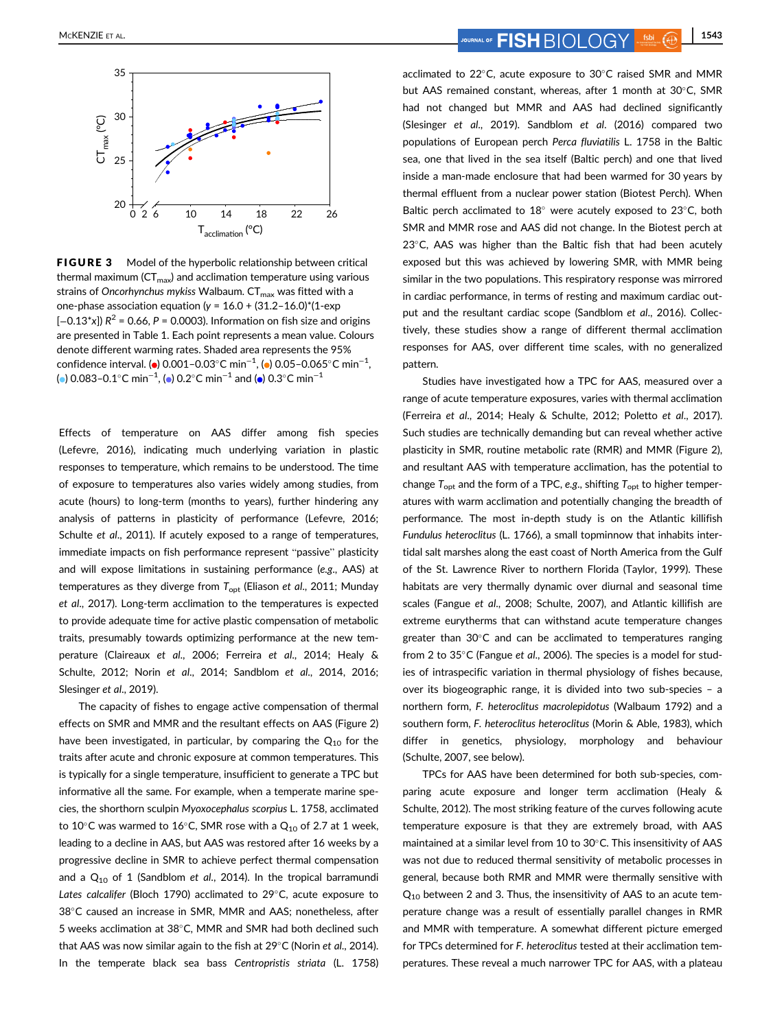**FIGURE 3** Model of the hyperbolic relationship between critical thermal maximum ($CT_{max}$) and acclimation temperature using various strains of *Oncorhynchus mykiss* Walbaum. $CT_{max}$ was fitted with a one-phase association equation ($y = 16.0 + (31.2–16.0)*(1\text{-exp}[-0.13*x])$ $R^2 = 0.66$, $P = 0.0003$). Information on fish size and origins are presented in Table 1. Each point represents a mean value. Colours denote different warming rates. Shaded area represents the 95% confidence interval. (●) 0.001–0.03°C $min^{-1}$, (●) 0.05–0.065°C $min^{-1}$, (●) 0.083–0.1°C $min^{-1}$, (●) 0.2°C $min^{-1}$ and (●) 0.3°C $min^{-1}$

Effects of temperature on AAS differ among fish species (Lefevre, 2016), indicating much underlying variation in plastic responses to temperature, which remains to be understood. The time of exposure to temperatures also varies widely among studies, from acute (hours) to long-term (months to years), further hindering any analysis of patterns in plasticity of performance (Lefevre, 2016; Schulte *et al*., 2011). If acutely exposed to a range of temperatures, immediate impacts on fish performance represent "passive" plasticity and will expose limitations in sustaining performance (*e.g*., AAS) at temperatures as they diverge from $T_{opt}$ (Eliason *et al*., 2011; Munday *et al*., 2017). Long-term acclimation to the temperatures is expected to provide adequate time for active plastic compensation of metabolic traits, presumably towards optimizing performance at the new temperature (Claireaux *et al*., 2006; Ferreira *et al*., 2014; Healy & Schulte, 2012; Norin *et al*., 2014; Sandblom *et al*., 2014, 2016; Slesinger *et al*., 2019).

The capacity of fishes to engage active compensation of thermal effects on SMR and MMR and the resultant effects on AAS (Figure 2) have been investigated, in particular, by comparing the $Q_{10}$ for the traits after acute and chronic exposure at common temperatures. This is typically for a single temperature, insufficient to generate a TPC but informative all the same. For example, when a temperate marine species, the shorthorn sculpin *Myoxocephalus scorpius* L. 1758, acclimated to 10°C was warmed to 16°C, SMR rose with a $Q_{10}$ of 2.7 at 1 week, leading to a decline in AAS, but AAS was restored after 16 weeks by a progressive decline in SMR to achieve perfect thermal compensation and a $Q_{10}$ of 1 (Sandblom *et al*., 2014). In the tropical barramundi *Lates calcalifer* (Bloch 1790) acclimated to 29°C, acute exposure to 38°C caused an increase in SMR, MMR and AAS; nonetheless, after 5 weeks acclimation at 38°C, MMR and SMR had both declined such that AAS was now similar again to the fish at 29°C (Norin *et al*., 2014). In the temperate black sea bass *Centropristis striata* (L. 1758) acclimated to 22°C, acute exposure to 30°C raised SMR and MMR but AAS remained constant, whereas, after 1 month at 30°C, SMR had not changed but MMR and AAS had declined significantly (Slesinger *et al*., 2019). Sandblom *et al*. (2016) compared two populations of European perch *Perca fluviatilis* L. 1758 in the Baltic sea, one that lived in the sea itself (Baltic perch) and one that lived inside a man-made enclosure that had been warmed for 30 years by thermal effluent from a nuclear power station (Biotest Perch). When Baltic perch acclimated to 18° were acutely exposed to 23°C, both SMR and MMR rose and AAS did not change. In the Biotest perch at 23°C, AAS was higher than the Baltic fish that had been acutely exposed but this was achieved by lowering SMR, with MMR being similar in the two populations. This respiratory response was mirrored in cardiac performance, in terms of resting and maximum cardiac output and the resultant cardiac scope (Sandblom *et al*., 2016). Collectively, these studies show a range of different thermal acclimation responses for AAS, over different time scales, with no generalized pattern.

Studies have investigated how a TPC for AAS, measured over a range of acute temperature exposures, varies with thermal acclimation (Ferreira *et al*., 2014; Healy & Schulte, 2012; Poletto *et al*., 2017). Such studies are technically demanding but can reveal whether active plasticity in SMR, routine metabolic rate (RMR) and MMR (Figure 2), and resultant AAS with temperature acclimation, has the potential to change $T_{opt}$ and the form of a TPC, *e.g*., shifting $T_{opt}$ to higher temperatures with warm acclimation and potentially changing the breadth of performance. The most in-depth study is on the Atlantic killifish *Fundulus heteroclitus* (L. 1766), a small topminnow that inhabits intertidal salt marshes along the east coast of North America from the Gulf of the St. Lawrence River to northern Florida (Taylor, 1999). These habitats are very thermally dynamic over diurnal and seasonal time scales (Fangue *et al*., 2008; Schulte, 2007), and Atlantic killifish are extreme eurytherms that can withstand acute temperature changes greater than 30°C and can be acclimated to temperatures ranging from 2 to 35°C (Fangue *et al*., 2006). The species is a model for studies of intraspecific variation in thermal physiology of fishes because, over its biogeographic range, it is divided into two sub-species – a northern form, *F. heteroclitus macrolepidotus* (Walbaum 1792) and a southern form, *F. heteroclitus heteroclitus* (Morin & Able, 1983), which differ in genetics, physiology, morphology and behaviour (Schulte, 2007, see below).

TPCs for AAS have been determined for both sub-species, comparing acute exposure and longer term acclimation (Healy & Schulte, 2012). The most striking feature of the curves following acute temperature exposure is that they are extremely broad, with AAS maintained at a similar level from 10 to 30°C. This insensitivity of AAS was not due to reduced thermal sensitivity of metabolic processes in general, because both RMR and MMR were thermally sensitive with $Q_{10}$ between 2 and 3. Thus, the insensitivity of AAS to an acute temperature change was a result of essentially parallel changes in RMR and MMR with temperature. A somewhat different picture emerged for TPCs determined for *F. heteroclitus* tested at their acclimation temperatures. These reveal a much narrower TPC for AAS, with a plateau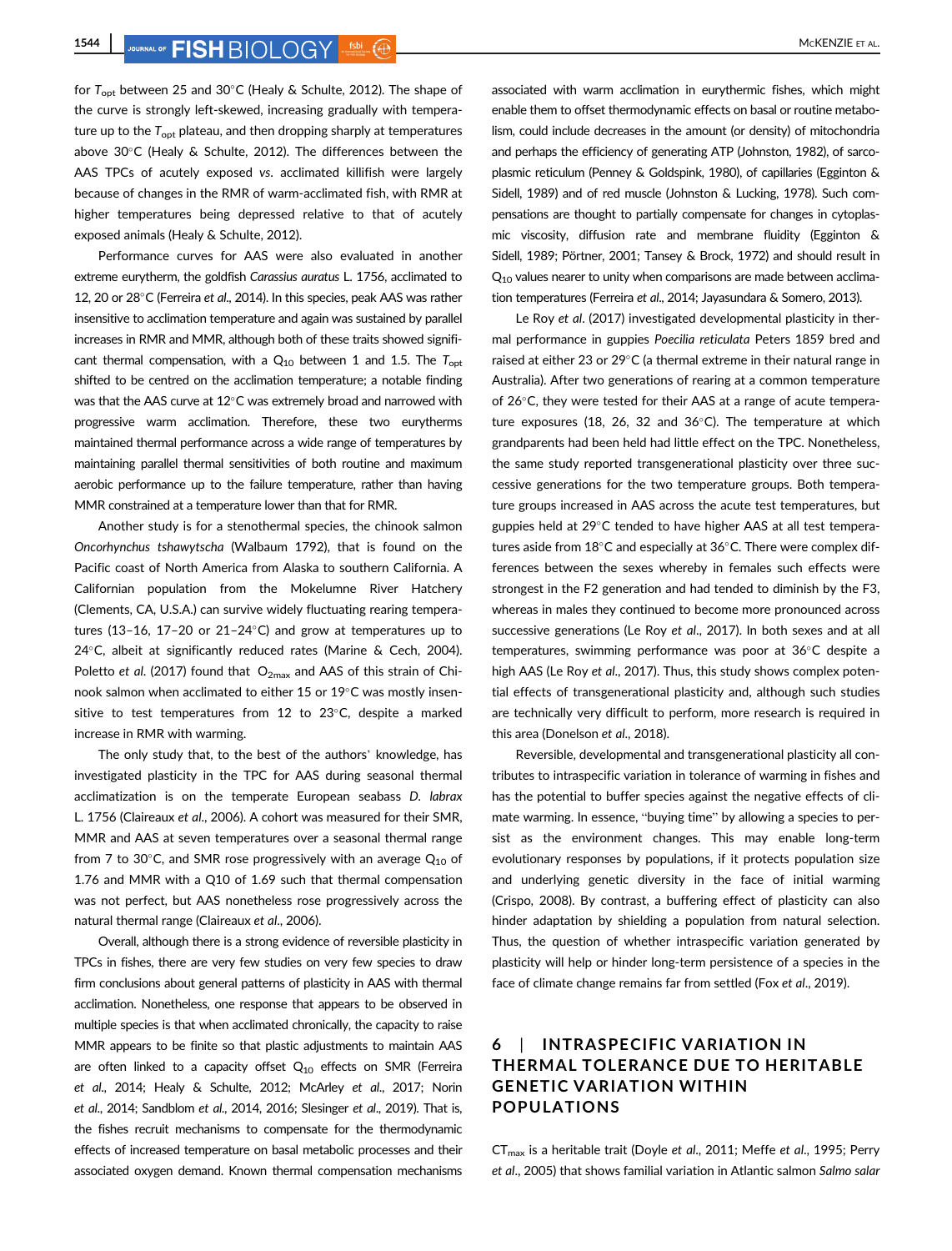for $T_{opt}$ between 25 and 30°C (Healy & Schulte, 2012). The shape of the curve is strongly left-skewed, increasing gradually with temperature up to the $T_{opt}$ plateau, and then dropping sharply at temperatures above 30°C (Healy & Schulte, 2012). The differences between the AAS TPCs of acutely exposed *vs*. acclimated killifish were largely because of changes in the RMR of warm-acclimated fish, with RMR at higher temperatures being depressed relative to that of acutely exposed animals (Healy & Schulte, 2012).

Performance curves for AAS were also evaluated in another extreme eurytherm, the goldfish *Carassius auratus* L. 1756, acclimated to 12, 20 or 28°C (Ferreira *et al*., 2014). In this species, peak AAS was rather insensitive to acclimation temperature and again was sustained by parallel increases in RMR and MMR, although both of these traits showed significant thermal compensation, with a $Q_{10}$ between 1 and 1.5. The $T_{opt}$ shifted to be centred on the acclimation temperature; a notable finding was that the AAS curve at 12°C was extremely broad and narrowed with progressive warm acclimation. Therefore, these two eurytherms maintained thermal performance across a wide range of temperatures by maintaining parallel thermal sensitivities of both routine and maximum aerobic performance up to the failure temperature, rather than having MMR constrained at a temperature lower than that for RMR.

Another study is for a stenothermal species, the chinook salmon *Oncorhynchus tshawytscha* (Walbaum 1792), that is found on the Pacific coast of North America from Alaska to southern California. A Californian population from the Mokelumne River Hatchery (Clements, CA, U.S.A.) can survive widely fluctuating rearing temperatures (13–16, 17–20 or 21–24°C) and grow at temperatures up to 24°C, albeit at significantly reduced rates (Marine & Cech, 2004). Poletto *et al*. (2017) found that $O_{2max}$ and AAS of this strain of Chinook salmon when acclimated to either 15 or 19°C was mostly insensitive to test temperatures from 12 to 23°C, despite a marked increase in RMR with warming.

The only study that, to the best of the authors' knowledge, has investigated plasticity in the TPC for AAS during seasonal thermal acclimatization is on the temperate European seabass *D. labrax* L. 1756 (Claireaux *et al*., 2006). A cohort was measured for their SMR, MMR and AAS at seven temperatures over a seasonal thermal range from 7 to 30°C, and SMR rose progressively with an average $Q_{10}$ of 1.76 and MMR with a Q10 of 1.69 such that thermal compensation was not perfect, but AAS nonetheless rose progressively across the natural thermal range (Claireaux *et al*., 2006).

Overall, although there is a strong evidence of reversible plasticity in TPCs in fishes, there are very few studies on very few species to draw firm conclusions about general patterns of plasticity in AAS with thermal acclimation. Nonetheless, one response that appears to be observed in multiple species is that when acclimated chronically, the capacity to raise MMR appears to be finite so that plastic adjustments to maintain AAS are often linked to a capacity offset $Q_{10}$ effects on SMR (Ferreira *et al*., 2014; Healy & Schulte, 2012; McArley *et al*., 2017; Norin *et al*., 2014; Sandblom *et al*., 2014, 2016; Slesinger *et al*., 2019). That is, the fishes recruit mechanisms to compensate for the thermodynamic effects of increased temperature on basal metabolic processes and their associated oxygen demand. Known thermal compensation mechanisms associated with warm acclimation in eurythermic fishes, which might enable them to offset thermodynamic effects on basal or routine metabolism, could include decreases in the amount (or density) of mitochondria and perhaps the efficiency of generating ATP (Johnston, 1982), of sarcoplasmic reticulum (Penney & Goldspink, 1980), of capillaries (Egginton & Sidell, 1989) and of red muscle (Johnston & Lucking, 1978). Such compensations are thought to partially compensate for changes in cytoplasmic viscosity, diffusion rate and membrane fluidity (Egginton & Sidell, 1989; Pörtner, 2001; Tansey & Brock, 1972) and should result in $Q_{10}$ values nearer to unity when comparisons are made between acclimation temperatures (Ferreira *et al*., 2014; Jayasundara & Somero, 2013).

Le Roy *et al*. (2017) investigated developmental plasticity in thermal performance in guppies *Poecilia reticulata* Peters 1859 bred and raised at either 23 or 29°C (a thermal extreme in their natural range in Australia). After two generations of rearing at a common temperature of 26°C, they were tested for their AAS at a range of acute temperature exposures (18, 26, 32 and 36°C). The temperature at which grandparents had been held had little effect on the TPC. Nonetheless, the same study reported transgenerational plasticity over three successive generations for the two temperature groups. Both temperature groups increased in AAS across the acute test temperatures, but guppies held at 29°C tended to have higher AAS at all test temperatures aside from 18°C and especially at 36°C. There were complex differences between the sexes whereby in females such effects were strongest in the F2 generation and had tended to diminish by the F3, whereas in males they continued to become more pronounced across successive generations (Le Roy *et al*., 2017). In both sexes and at all temperatures, swimming performance was poor at 36°C despite a high AAS (Le Roy *et al*., 2017). Thus, this study shows complex potential effects of transgenerational plasticity and, although such studies are technically very difficult to perform, more research is required in this area (Donelson *et al*., 2018).

Reversible, developmental and transgenerational plasticity all contributes to intraspecific variation in tolerance of warming in fishes and has the potential to buffer species against the negative effects of climate warming. In essence, "buying time" by allowing a species to persist as the environment changes. This may enable long-term evolutionary responses by populations, if it protects population size and underlying genetic diversity in the face of initial warming (Crispo, 2008). By contrast, a buffering effect of plasticity can also hinder adaptation by shielding a population from natural selection. Thus, the question of whether intraspecific variation generated by plasticity will help or hinder long-term persistence of a species in the face of climate change remains far from settled (Fox *et al*., 2019).

## 6 | INTRASPECIFIC VARIATION IN THERMAL TOLERANCE DUE TO HERITABLE GENETIC VARIATION WITHIN POPULATIONS

$CT_{max}$ is a heritable trait (Doyle *et al*., 2011; Meffe *et al*., 1995; Perry *et al*., 2005) that shows familial variation in Atlantic salmon *Salmo salar*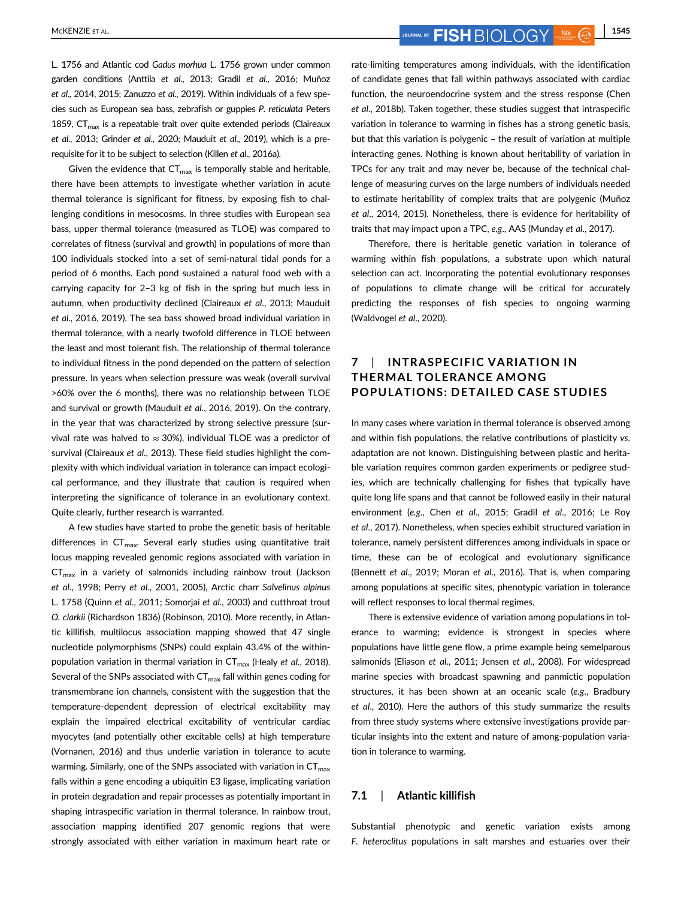L. 1756 and Atlantic cod *Gadus morhua* L. 1756 grown under common garden conditions (Anttila *et al*., 2013; Gradil *et al*., 2016; Muñoz *et al*., 2014, 2015; Zanuzzo *et al*., 2019). Within individuals of a few species such as European sea bass, zebrafish or guppies *P. reticulata* Peters 1859, $CT_{max}$ is a repeatable trait over quite extended periods (Claireaux *et al*., 2013; Grinder *et al*., 2020; Mauduit *et al*., 2019), which is a prerequisite for it to be subject to selection (Killen *et al*., 2016a).

Given the evidence that $CT_{max}$ is temporally stable and heritable, there have been attempts to investigate whether variation in acute thermal tolerance is significant for fitness, by exposing fish to challenging conditions in mesocosms. In three studies with European sea bass, upper thermal tolerance (measured as TLOE) was compared to correlates of fitness (survival and growth) in populations of more than 100 individuals stocked into a set of semi-natural tidal ponds for a period of 6 months. Each pond sustained a natural food web with a carrying capacity for 2–3 kg of fish in the spring but much less in autumn, when productivity declined (Claireaux *et al*., 2013; Mauduit *et al*., 2016, 2019). The sea bass showed broad individual variation in thermal tolerance, with a nearly twofold difference in TLOE between the least and most tolerant fish. The relationship of thermal tolerance to individual fitness in the pond depended on the pattern of selection pressure. In years when selection pressure was weak (overall survival >60% over the 6 months), there was no relationship between TLOE and survival or growth (Mauduit *et al*., 2016, 2019). On the contrary, in the year that was characterized by strong selective pressure (survival rate was halved to ≈ 30%), individual TLOE was a predictor of survival (Claireaux *et al*., 2013). These field studies highlight the complexity with which individual variation in tolerance can impact ecological performance, and they illustrate that caution is required when interpreting the significance of tolerance in an evolutionary context. Quite clearly, further research is warranted.

A few studies have started to probe the genetic basis of heritable differences in $CT_{max}$. Several early studies using quantitative trait locus mapping revealed genomic regions associated with variation in $CT_{max}$ in a variety of salmonids including rainbow trout (Jackson *et al*., 1998; Perry *et al*., 2001, 2005), Arctic charr *Salvelinus alpinus* L. 1758 (Quinn *et al*., 2011; Somorjai *et al*., 2003) and cutthroat trout *O. clarkii* (Richardson 1836) (Robinson, 2010). More recently, in Atlantic killifish, multilocus association mapping showed that 47 single nucleotide polymorphisms (SNPs) could explain 43.4% of the within-population variation in thermal variation in $CT_{max}$ (Healy *et al*., 2018). Several of the SNPs associated with $CT_{max}$ fall within genes coding for transmembrane ion channels, consistent with the suggestion that the temperature-dependent depression of electrical excitability may explain the impaired electrical excitability of ventricular cardiac myocytes (and potentially other excitable cells) at high temperature (Vornanen, 2016) and thus underlie variation in tolerance to acute warming. Similarly, one of the SNPs associated with variation in $CT_{max}$ falls within a gene encoding a ubiquitin E3 ligase, implicating variation in protein degradation and repair processes as potentially important in shaping intraspecific variation in thermal tolerance. In rainbow trout, association mapping identified 207 genomic regions that were strongly associated with either variation in maximum heart rate or rate-limiting temperatures among individuals, with the identification of candidate genes that fall within pathways associated with cardiac function, the neuroendocrine system and the stress response (Chen *et al*., 2018b). Taken together, these studies suggest that intraspecific variation in tolerance to warming in fishes has a strong genetic basis, but that this variation is polygenic – the result of variation at multiple interacting genes. Nothing is known about heritability of variation in TPCs for any trait and may never be, because of the technical challenge of measuring curves on the large numbers of individuals needed to estimate heritability of complex traits that are polygenic (Muñoz *et al*., 2014, 2015). Nonetheless, there is evidence for heritability of traits that may impact upon a TPC, *e.g*., AAS (Munday *et al*., 2017).

Therefore, there is heritable genetic variation in tolerance of warming within fish populations, a substrate upon which natural selection can act. Incorporating the potential evolutionary responses of populations to climate change will be critical for accurately predicting the responses of fish species to ongoing warming (Waldvogel *et al*., 2020).

## 7 | INTRASPECIFIC VARIATION IN THERMAL TOLERANCE AMONG POPULATIONS: DETAILED CASE STUDIES

In many cases where variation in thermal tolerance is observed among and within fish populations, the relative contributions of plasticity *vs*. adaptation are not known. Distinguishing between plastic and heritable variation requires common garden experiments or pedigree studies, which are technically challenging for fishes that typically have quite long life spans and that cannot be followed easily in their natural environment (*e.g*., Chen *et al*., 2015; Gradil *et al*., 2016; Le Roy *et al*., 2017). Nonetheless, when species exhibit structured variation in tolerance, namely persistent differences among individuals in space or time, these can be of ecological and evolutionary significance (Bennett *et al*., 2019; Moran *et al*., 2016). That is, when comparing among populations at specific sites, phenotypic variation in tolerance will reflect responses to local thermal regimes.

There is extensive evidence of variation among populations in tolerance to warming; evidence is strongest in species where populations have little gene flow, a prime example being semelparous salmonids (Eliason *et al*., 2011; Jensen *et al*., 2008). For widespread marine species with broadcast spawning and panmictic population structures, it has been shown at an oceanic scale (*e.g*., Bradbury *et al*., 2010). Here the authors of this study summarize the results from three study systems where extensive investigations provide particular insights into the extent and nature of among-population variation in tolerance to warming.

### 7.1 | Atlantic killifish

Substantial phenotypic and genetic variation exists among *F. heteroclitus* populations in salt marshes and estuaries over their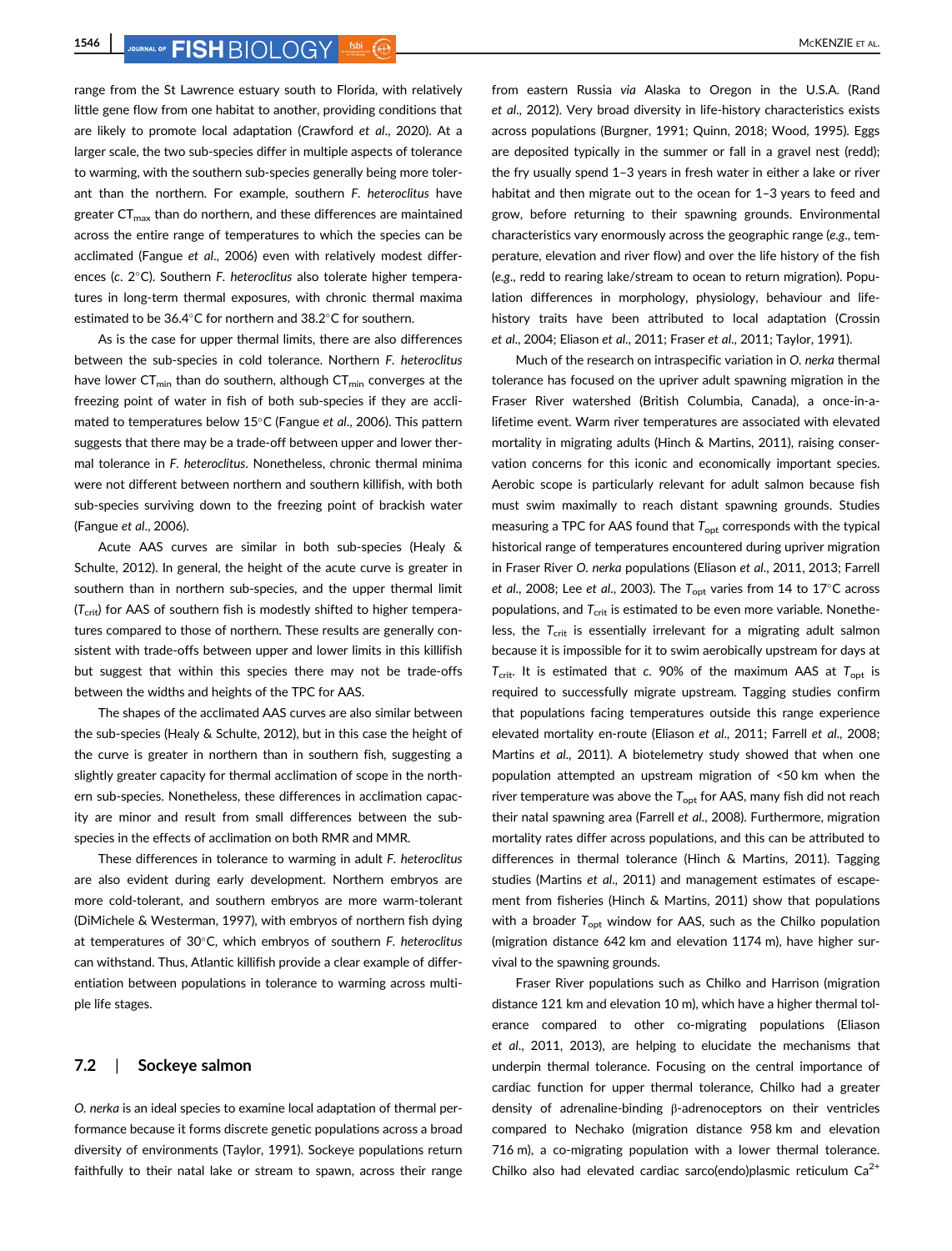range from the St Lawrence estuary south to Florida, with relatively little gene flow from one habitat to another, providing conditions that are likely to promote local adaptation (Crawford *et al*., 2020). At a larger scale, the two sub-species differ in multiple aspects of tolerance to warming, with the southern sub-species generally being more tolerant than the northern. For example, southern *F. heteroclitus* have greater $CT_{max}$ than do northern, and these differences are maintained across the entire range of temperatures to which the species can be acclimated (Fangue *et al*., 2006) even with relatively modest differences (*c*. 2°C). Southern *F. heteroclitus* also tolerate higher temperatures in long-term thermal exposures, with chronic thermal maxima estimated to be 36.4°C for northern and 38.2°C for southern.

As is the case for upper thermal limits, there are also differences between the sub-species in cold tolerance. Northern *F. heteroclitus* have lower $CT_{min}$ than do southern, although $CT_{min}$ converges at the freezing point of water in fish of both sub-species if they are acclimated to temperatures below 15°C (Fangue *et al*., 2006). This pattern suggests that there may be a trade-off between upper and lower thermal tolerance in *F. heteroclitus*. Nonetheless, chronic thermal minima were not different between northern and southern killifish, with both sub-species surviving down to the freezing point of brackish water (Fangue *et al*., 2006).

Acute AAS curves are similar in both sub-species (Healy & Schulte, 2012). In general, the height of the acute curve is greater in southern than in northern sub-species, and the upper thermal limit ($T_{crit}$) for AAS of southern fish is modestly shifted to higher temperatures compared to those of northern. These results are generally consistent with trade-offs between upper and lower limits in this killifish but suggest that within this species there may not be trade-offs between the widths and heights of the TPC for AAS.

The shapes of the acclimated AAS curves are also similar between the sub-species (Healy & Schulte, 2012), but in this case the height of the curve is greater in northern than in southern fish, suggesting a slightly greater capacity for thermal acclimation of scope in the northern sub-species. Nonetheless, these differences in acclimation capacity are minor and result from small differences between the sub-species in the effects of acclimation on both RMR and MMR.

These differences in tolerance to warming in adult *F. heteroclitus* are also evident during early development. Northern embryos are more cold-tolerant, and southern embryos are more warm-tolerant (DiMichele & Westerman, 1997), with embryos of northern fish dying at temperatures of 30°C, which embryos of southern *F. heteroclitus* can withstand. Thus, Atlantic killifish provide a clear example of differentiation between populations in tolerance to warming across multiple life stages.

### 7.2 | Sockeye salmon

*O. nerka* is an ideal species to examine local adaptation of thermal performance because it forms discrete genetic populations across a broad diversity of environments (Taylor, 1991). Sockeye populations return faithfully to their natal lake or stream to spawn, across their range from eastern Russia *via* Alaska to Oregon in the U.S.A. (Rand *et al*., 2012). Very broad diversity in life-history characteristics exists across populations (Burgner, 1991; Quinn, 2018; Wood, 1995). Eggs are deposited typically in the summer or fall in a gravel nest (redd); the fry usually spend 1–3 years in fresh water in either a lake or river habitat and then migrate out to the ocean for 1–3 years to feed and grow, before returning to their spawning grounds. Environmental characteristics vary enormously across the geographic range (*e.g*., temperature, elevation and river flow) and over the life history of the fish (*e.g*., redd to rearing lake/stream to ocean to return migration). Population differences in morphology, physiology, behaviour and life-history traits have been attributed to local adaptation (Crossin *et al*., 2004; Eliason *et al*., 2011; Fraser *et al*., 2011; Taylor, 1991).

Much of the research on intraspecific variation in *O. nerka* thermal tolerance has focused on the upriver adult spawning migration in the Fraser River watershed (British Columbia, Canada), a once-in-a-lifetime event. Warm river temperatures are associated with elevated mortality in migrating adults (Hinch & Martins, 2011), raising conservation concerns for this iconic and economically important species. Aerobic scope is particularly relevant for adult salmon because fish must swim maximally to reach distant spawning grounds. Studies measuring a TPC for AAS found that $T_{opt}$ corresponds with the typical historical range of temperatures encountered during upriver migration in Fraser River *O. nerka* populations (Eliason *et al*., 2011, 2013; Farrell *et al*., 2008; Lee *et al*., 2003). The $T_{opt}$ varies from 14 to 17°C across populations, and $T_{crit}$ is estimated to be even more variable. Nonetheless, the $T_{crit}$ is essentially irrelevant for a migrating adult salmon because it is impossible for it to swim aerobically upstream for days at $T_{crit}$. It is estimated that *c*. 90% of the maximum AAS at $T_{opt}$ is required to successfully migrate upstream. Tagging studies confirm that populations facing temperatures outside this range experience elevated mortality en-route (Eliason *et al*., 2011; Farrell *et al*., 2008; Martins *et al*., 2011). A biotelemetry study showed that when one population attempted an upstream migration of <50 km when the river temperature was above the $T_{opt}$ for AAS, many fish did not reach their natal spawning area (Farrell *et al*., 2008). Furthermore, migration mortality rates differ across populations, and this can be attributed to differences in thermal tolerance (Hinch & Martins, 2011). Tagging studies (Martins *et al*., 2011) and management estimates of escapement from fisheries (Hinch & Martins, 2011) show that populations with a broader $T_{opt}$ window for AAS, such as the Chilko population (migration distance 642 km and elevation 1174 m), have higher survival to the spawning grounds.

Fraser River populations such as Chilko and Harrison (migration distance 121 km and elevation 10 m), which have a higher thermal tolerance compared to other co-migrating populations (Eliason *et al*., 2011, 2013), are helping to elucidate the mechanisms that underpin thermal tolerance. Focusing on the central importance of cardiac function for upper thermal tolerance, Chilko had a greater density of adrenaline-binding β-adrenoceptors on their ventricles compared to Nechako (migration distance 958 km and elevation 716 m), a co-migrating population with a lower thermal tolerance. Chilko also had elevated cardiac sarco(endo)plasmic reticulum $Ca^{2+}$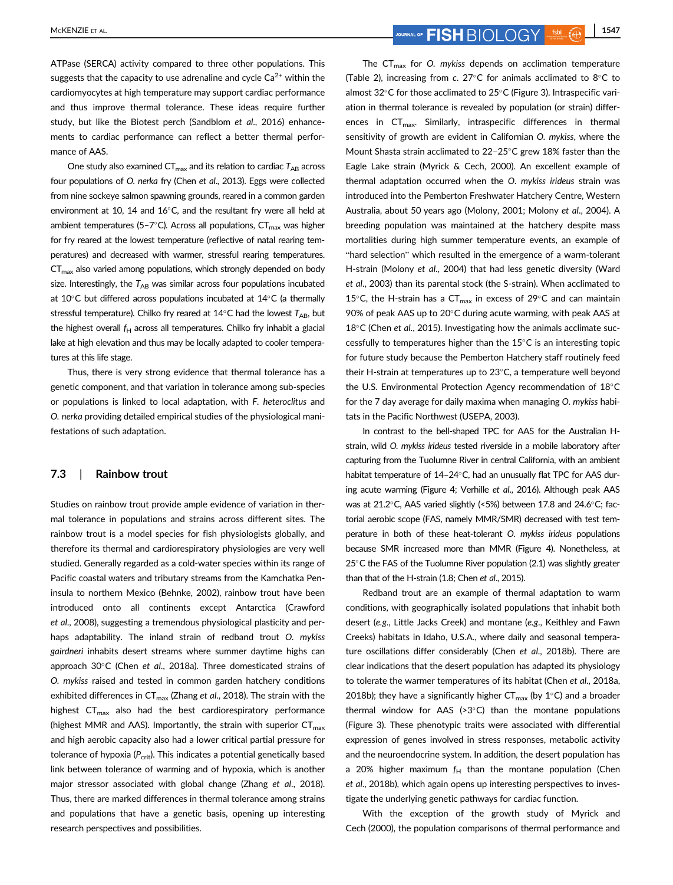ATPase (SERCA) activity compared to three other populations. This suggests that the capacity to use adrenaline and cycle $Ca^{2+}$ within the cardiomyocytes at high temperature may support cardiac performance and thus improve thermal tolerance. These ideas require further study, but like the Biotest perch (Sandblom *et al*., 2016) enhancements to cardiac performance can reflect a better thermal performance of AAS.

One study also examined $CT_{max}$ and its relation to cardiac $T_{AB}$ across four populations of *O. nerka* fry (Chen *et al*., 2013). Eggs were collected from nine sockeye salmon spawning grounds, reared in a common garden environment at 10, 14 and 16°C, and the resultant fry were all held at ambient temperatures (5–7°C). Across all populations, $CT_{max}$ was higher for fry reared at the lowest temperature (reflective of natal rearing temperatures) and decreased with warmer, stressful rearing temperatures. $CT_{max}$ also varied among populations, which strongly depended on body size. Interestingly, the $T_{AB}$ was similar across four populations incubated at 10°C but differed across populations incubated at 14°C (a thermally stressful temperature). Chilko fry reared at 14°C had the lowest $T_{AB}$, but the highest overall $f_H$ across all temperatures. Chilko fry inhabit a glacial lake at high elevation and thus may be locally adapted to cooler temperatures at this life stage.

Thus, there is very strong evidence that thermal tolerance has a genetic component, and that variation in tolerance among sub-species or populations is linked to local adaptation, with *F. heteroclitus* and *O. nerka* providing detailed empirical studies of the physiological manifestations of such adaptation.

### 7.3 | Rainbow trout

Studies on rainbow trout provide ample evidence of variation in thermal tolerance in populations and strains across different sites. The rainbow trout is a model species for fish physiologists globally, and therefore its thermal and cardiorespiratory physiologies are very well studied. Generally regarded as a cold-water species within its range of Pacific coastal waters and tributary streams from the Kamchatka Peninsula to northern Mexico (Behnke, 2002), rainbow trout have been introduced onto all continents except Antarctica (Crawford *et al*., 2008), suggesting a tremendous physiological plasticity and perhaps adaptability. The inland strain of redband trout *O. mykiss gairdneri* inhabits desert streams where summer daytime highs can approach 30°C (Chen *et al*., 2018a). Three domesticated strains of *O. mykiss* raised and tested in common garden hatchery conditions exhibited differences in $CT_{max}$ (Zhang *et al*., 2018). The strain with the highest $CT_{max}$ also had the best cardiorespiratory performance (highest MMR and AAS). Importantly, the strain with superior $CT_{max}$ and high aerobic capacity also had a lower critical partial pressure for tolerance of hypoxia ($P_{crit}$). This indicates a potential genetically based link between tolerance of warming and of hypoxia, which is another major stressor associated with global change (Zhang *et al*., 2018). Thus, there are marked differences in thermal tolerance among strains and populations that have a genetic basis, opening up interesting research perspectives and possibilities.

The $CT_{max}$ for *O. mykiss* depends on acclimation temperature (Table 2), increasing from *c*. 27°C for animals acclimated to 8°C to almost 32°C for those acclimated to 25°C (Figure 3). Intraspecific variation in thermal tolerance is revealed by population (or strain) differences in $CT_{max}$. Similarly, intraspecific differences in thermal sensitivity of growth are evident in Californian *O. mykiss*, where the Mount Shasta strain acclimated to 22–25°C grew 18% faster than the Eagle Lake strain (Myrick & Cech, 2000). An excellent example of thermal adaptation occurred when the *O. mykiss irideus* strain was introduced into the Pemberton Freshwater Hatchery Centre, Western Australia, about 50 years ago (Molony, 2001; Molony *et al*., 2004). A breeding population was maintained at the hatchery despite mass mortalities during high summer temperature events, an example of "hard selection" which resulted in the emergence of a warm-tolerant H-strain (Molony *et al*., 2004) that had less genetic diversity (Ward *et al*., 2003) than its parental stock (the S-strain). When acclimated to 15°C, the H-strain has a $CT_{max}$ in excess of 29°C and can maintain 90% of peak AAS up to 20°C during acute warming, with peak AAS at 18°C (Chen *et al*., 2015). Investigating how the animals acclimate successfully to temperatures higher than the 15°C is an interesting topic for future study because the Pemberton Hatchery staff routinely feed their H-strain at temperatures up to 23°C, a temperature well beyond the U.S. Environmental Protection Agency recommendation of 18°C for the 7 day average for daily maxima when managing *O. mykiss* habitats in the Pacific Northwest (USEPA, 2003).

In contrast to the bell-shaped TPC for AAS for the Australian H-strain, wild *O. mykiss irideus* tested riverside in a mobile laboratory after capturing from the Tuolumne River in central California, with an ambient habitat temperature of 14–24°C, had an unusually flat TPC for AAS during acute warming (Figure 4; Verhille *et al*., 2016). Although peak AAS was at 21.2°C, AAS varied slightly (<5%) between 17.8 and 24.6°C; factorial aerobic scope (FAS, namely MMR/SMR) decreased with test temperature in both of these heat-tolerant *O. mykiss irideus* populations because SMR increased more than MMR (Figure 4). Nonetheless, at 25°C the FAS of the Tuolumne River population (2.1) was slightly greater than that of the H-strain (1.8; Chen *et al*., 2015).

Redband trout are an example of thermal adaptation to warm conditions, with geographically isolated populations that inhabit both desert (*e.g*., Little Jacks Creek) and montane (*e.g*., Keithley and Fawn Creeks) habitats in Idaho, U.S.A., where daily and seasonal temperature oscillations differ considerably (Chen *et al*., 2018b). There are clear indications that the desert population has adapted its physiology to tolerate the warmer temperatures of its habitat (Chen *et al*., 2018a, 2018b); they have a significantly higher $CT_{max}$ (by 1°C) and a broader thermal window for AAS (>3°C) than the montane populations (Figure 3). These phenotypic traits were associated with differential expression of genes involved in stress responses, metabolic activity and the neuroendocrine system. In addition, the desert population has a 20% higher maximum $f_H$ than the montane population (Chen *et al*., 2018b), which again opens up interesting perspectives to investigate the underlying genetic pathways for cardiac function.

With the exception of the growth study of Myrick and Cech (2000), the population comparisons of thermal performance and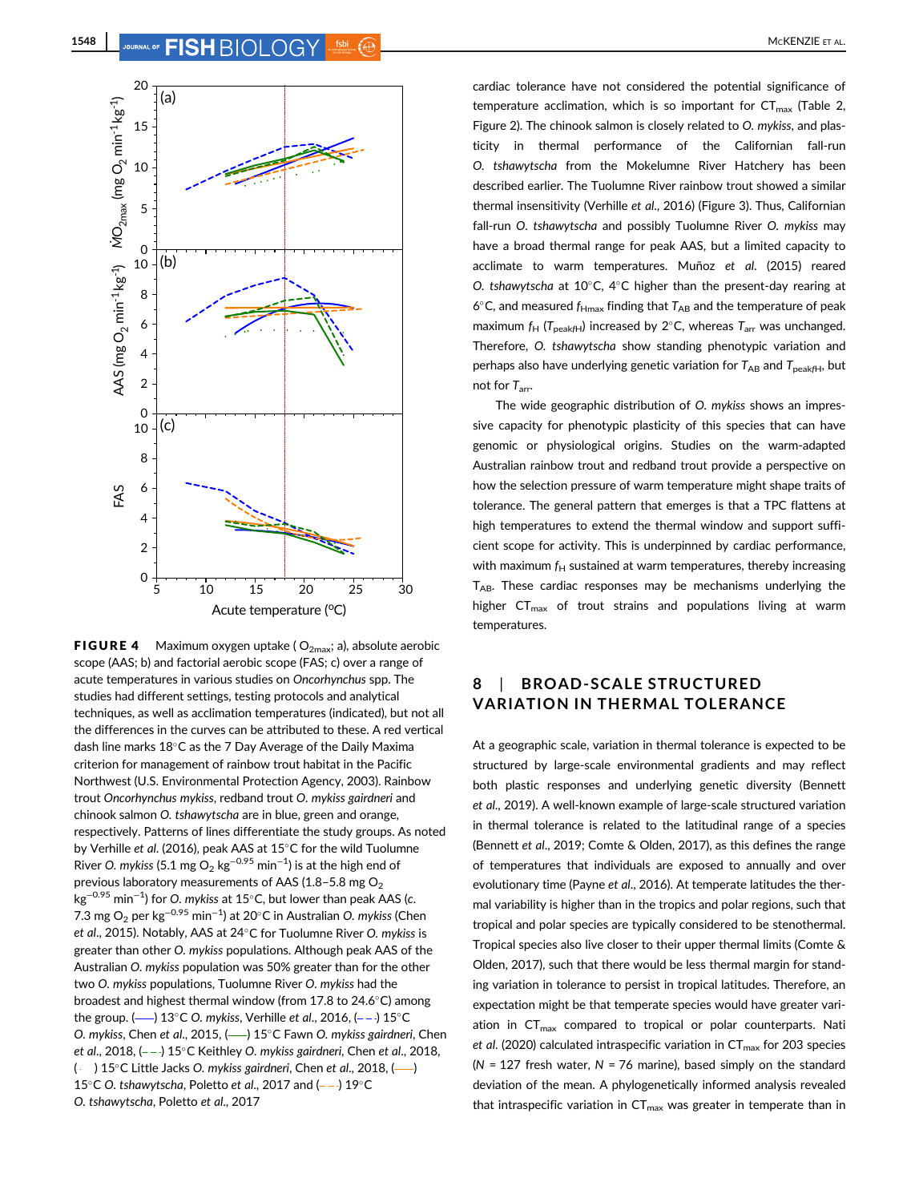**FIGURE 4** Maximum oxygen uptake ($\dot{M}O_{2max}$; a), absolute aerobic scope (AAS; b) and factorial aerobic scope (FAS; c) over a range of acute temperatures in various studies on *Oncorhynchus* spp. The studies had different settings, testing protocols and analytical techniques, as well as acclimation temperatures (indicated), but not all the differences in the curves can be attributed to these. A red vertical dash line marks 18°C as the 7 Day Average of the Daily Maxima criterion for management of rainbow trout habitat in the Pacific Northwest (U.S. Environmental Protection Agency, 2003). Rainbow trout *Oncorhynchus mykiss*, redband trout *O. mykiss gairdneri* and chinook salmon *O. tshawytscha* are in blue, green and orange, respectively. Patterns of lines differentiate the study groups. As noted by Verhille *et al.* (2016), peak AAS at 15°C for the wild Tuolumne River *O. mykiss* (5.1 mg $O_2$ $kg^{-0.95}$ $min^{-1}$) is at the high end of previous laboratory measurements of AAS (1.8–5.8 mg $O_2$ $kg^{-0.95}$ $min^{-1}$) for *O. mykiss* at 15°C, but lower than peak AAS (*c.* 7.3 mg $O_2$ per $kg^{-0.95}$ $min^{-1}$) at 20°C in Australian *O. mykiss* (Chen *et al.*, 2015). Notably, AAS at 24°C for Tuolumne River *O. mykiss* is greater than other *O. mykiss* populations. Although peak AAS of the Australian *O. mykiss* population was 50% greater than for the other two *O. mykiss* populations, Tuolumne River *O. mykiss* had the broadest and highest thermal window (from 17.8 to 24.6°C) among the group. (——) 13°C *O. mykiss*, Verhille *et al.*, 2016, (– – -) 15°C *O. mykiss*, Chen *et al.*, 2015, (——) 15°C Fawn *O. mykiss gairdneri*, Chen *et al.*, 2018, (– – -) 15°C Keithley *O. mykiss gairdneri*, Chen *et al.*, 2018, ( · · ) 15°C Little Jacks *O. mykiss gairdneri*, Chen *et al.*, 2018, (——) 15°C *O. tshawytscha*, Poletto *et al.*, 2017 and (– – -) 19°C *O. tshawytscha*, Poletto *et al.*, 2017

cardiac tolerance have not considered the potential significance of temperature acclimation, which is so important for $CT_{max}$ (Table 2, Figure 2). The chinook salmon is closely related to *O. mykiss*, and plasticity in thermal performance of the Californian fall-run *O. tshawytscha* from the Mokelumne River Hatchery has been described earlier. The Tuolumne River rainbow trout showed a similar thermal insensitivity (Verhille *et al.*, 2016) (Figure 3). Thus, Californian fall-run *O. tshawytscha* and possibly Tuolumne River *O. mykiss* may have a broad thermal range for peak AAS, but a limited capacity to acclimate to warm temperatures. Muñoz *et al.* (2015) reared *O. tshawytscha* at 10°C, 4°C higher than the present-day rearing at 6°C, and measured $f_{Hmax}$ finding that $T_{AB}$ and the temperature of peak maximum $f_H$ ($T_{peakfH}$) increased by 2°C, whereas $T_{arr}$ was unchanged. Therefore, *O. tshawytscha* show standing phenotypic variation and perhaps also have underlying genetic variation for $T_{AB}$ and $T_{peakfH}$, but not for $T_{arr}$.

The wide geographic distribution of *O. mykiss* shows an impressive capacity for phenotypic plasticity of this species that can have genomic or physiological origins. Studies on the warm-adapted Australian rainbow trout and redband trout provide a perspective on how the selection pressure of warm temperature might shape traits of tolerance. The general pattern that emerges is that a TPC flattens at high temperatures to extend the thermal window and support sufficient scope for activity. This is underpinned by cardiac performance, with maximum $f_H$ sustained at warm temperatures, thereby increasing $T_{AB}$. These cardiac responses may be mechanisms underlying the higher $CT_{max}$ of trout strains and populations living at warm temperatures.

## 8 | BROAD-SCALE STRUCTURED VARIATION IN THERMAL TOLERANCE

At a geographic scale, variation in thermal tolerance is expected to be structured by large-scale environmental gradients and may reflect both plastic responses and underlying genetic diversity (Bennett *et al.*, 2019). A well-known example of large-scale structured variation in thermal tolerance is related to the latitudinal range of a species (Bennett *et al.*, 2019; Comte & Olden, 2017), as this defines the range of temperatures that individuals are exposed to annually and over evolutionary time (Payne *et al.*, 2016). At temperate latitudes the thermal variability is higher than in the tropics and polar regions, such that tropical and polar species are typically considered to be stenothermal. Tropical species also live closer to their upper thermal limits (Comte & Olden, 2017), such that there would be less thermal margin for standing variation in tolerance to persist in tropical latitudes. Therefore, an expectation might be that temperate species would have greater variation in $CT_{max}$ compared to tropical or polar counterparts. Nati *et al.* (2020) calculated intraspecific variation in $CT_{max}$ for 203 species ($N$ = 127 fresh water, $N$ = 76 marine), based simply on the standard deviation of the mean. A phylogenetically informed analysis revealed that intraspecific variation in $CT_{max}$ was greater in temperate than in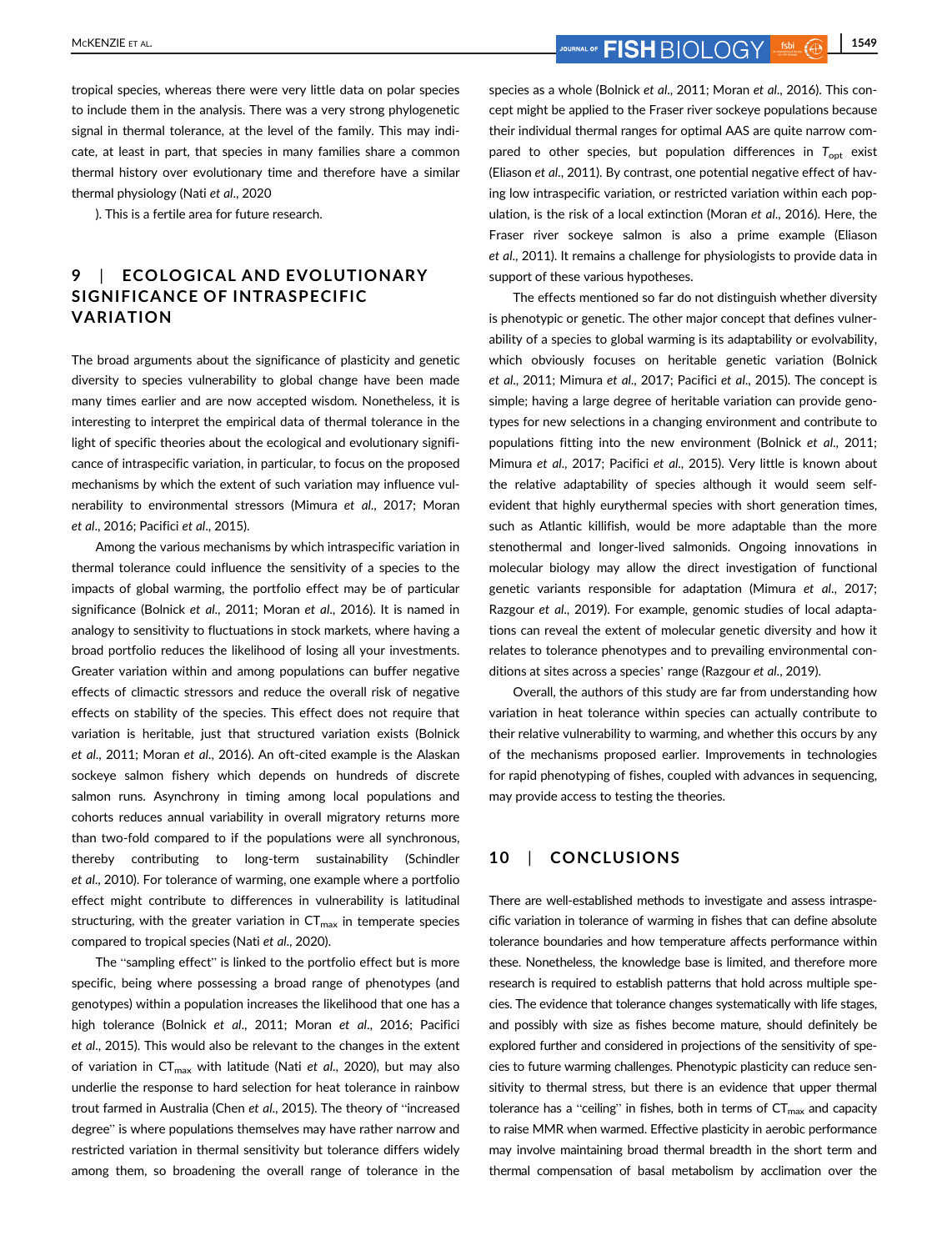tropical species, whereas there were very little data on polar species to include them in the analysis. There was a very strong phylogenetic signal in thermal tolerance, at the level of the family. This may indicate, at least in part, that species in many families share a common thermal history over evolutionary time and therefore have a similar thermal physiology (Nati *et al*., 2020

). This is a fertile area for future research.

## 9 | ECOLOGICAL AND EVOLUTIONARY SIGNIFICANCE OF INTRASPECIFIC VARIATION

The broad arguments about the significance of plasticity and genetic diversity to species vulnerability to global change have been made many times earlier and are now accepted wisdom. Nonetheless, it is interesting to interpret the empirical data of thermal tolerance in the light of specific theories about the ecological and evolutionary significance of intraspecific variation, in particular, to focus on the proposed mechanisms by which the extent of such variation may influence vulnerability to environmental stressors (Mimura *et al*., 2017; Moran *et al*., 2016; Pacifici *et al*., 2015).

Among the various mechanisms by which intraspecific variation in thermal tolerance could influence the sensitivity of a species to the impacts of global warming, the portfolio effect may be of particular significance (Bolnick *et al*., 2011; Moran *et al*., 2016). It is named in analogy to sensitivity to fluctuations in stock markets, where having a broad portfolio reduces the likelihood of losing all your investments. Greater variation within and among populations can buffer negative effects of climactic stressors and reduce the overall risk of negative effects on stability of the species. This effect does not require that variation is heritable, just that structured variation exists (Bolnick *et al*., 2011; Moran *et al*., 2016). An oft-cited example is the Alaskan sockeye salmon fishery which depends on hundreds of discrete salmon runs. Asynchrony in timing among local populations and cohorts reduces annual variability in overall migratory returns more than two-fold compared to if the populations were all synchronous, thereby contributing to long-term sustainability (Schindler *et al*., 2010). For tolerance of warming, one example where a portfolio effect might contribute to differences in vulnerability is latitudinal structuring, with the greater variation in $CT_{max}$ in temperate species compared to tropical species (Nati *et al*., 2020).

The "sampling effect" is linked to the portfolio effect but is more specific, being where possessing a broad range of phenotypes (and genotypes) within a population increases the likelihood that one has a high tolerance (Bolnick *et al*., 2011; Moran *et al*., 2016; Pacifici *et al*., 2015). This would also be relevant to the changes in the extent of variation in $CT_{max}$ with latitude (Nati *et al*., 2020), but may also underlie the response to hard selection for heat tolerance in rainbow trout farmed in Australia (Chen *et al*., 2015). The theory of "increased degree" is where populations themselves may have rather narrow and restricted variation in thermal sensitivity but tolerance differs widely among them, so broadening the overall range of tolerance in the species as a whole (Bolnick *et al*., 2011; Moran *et al*., 2016). This concept might be applied to the Fraser river sockeye populations because their individual thermal ranges for optimal AAS are quite narrow compared to other species, but population differences in $T_{opt}$ exist (Eliason *et al*., 2011). By contrast, one potential negative effect of having low intraspecific variation, or restricted variation within each population, is the risk of a local extinction (Moran *et al*., 2016). Here, the Fraser river sockeye salmon is also a prime example (Eliason *et al*., 2011). It remains a challenge for physiologists to provide data in support of these various hypotheses.

The effects mentioned so far do not distinguish whether diversity is phenotypic or genetic. The other major concept that defines vulnerability of a species to global warming is its adaptability or evolvability, which obviously focuses on heritable genetic variation (Bolnick *et al*., 2011; Mimura *et al*., 2017; Pacifici *et al*., 2015). The concept is simple; having a large degree of heritable variation can provide genotypes for new selections in a changing environment and contribute to populations fitting into the new environment (Bolnick *et al*., 2011; Mimura *et al*., 2017; Pacifici *et al*., 2015). Very little is known about the relative adaptability of species although it would seem self-evident that highly eurythermal species with short generation times, such as Atlantic killifish, would be more adaptable than the more stenothermal and longer-lived salmonids. Ongoing innovations in molecular biology may allow the direct investigation of functional genetic variants responsible for adaptation (Mimura *et al*., 2017; Razgour *et al*., 2019). For example, genomic studies of local adaptations can reveal the extent of molecular genetic diversity and how it relates to tolerance phenotypes and to prevailing environmental conditions at sites across a species' range (Razgour *et al*., 2019).

Overall, the authors of this study are far from understanding how variation in heat tolerance within species can actually contribute to their relative vulnerability to warming, and whether this occurs by any of the mechanisms proposed earlier. Improvements in technologies for rapid phenotyping of fishes, coupled with advances in sequencing, may provide access to testing the theories.

## 10 | CONCLUSIONS

There are well-established methods to investigate and assess intraspecific variation in tolerance of warming in fishes that can define absolute tolerance boundaries and how temperature affects performance within these. Nonetheless, the knowledge base is limited, and therefore more research is required to establish patterns that hold across multiple species. The evidence that tolerance changes systematically with life stages, and possibly with size as fishes become mature, should definitely be explored further and considered in projections of the sensitivity of species to future warming challenges. Phenotypic plasticity can reduce sensitivity to thermal stress, but there is an evidence that upper thermal tolerance has a "ceiling" in fishes, both in terms of $CT_{max}$ and capacity to raise MMR when warmed. Effective plasticity in aerobic performance may involve maintaining broad thermal breadth in the short term and thermal compensation of basal metabolism by acclimation over the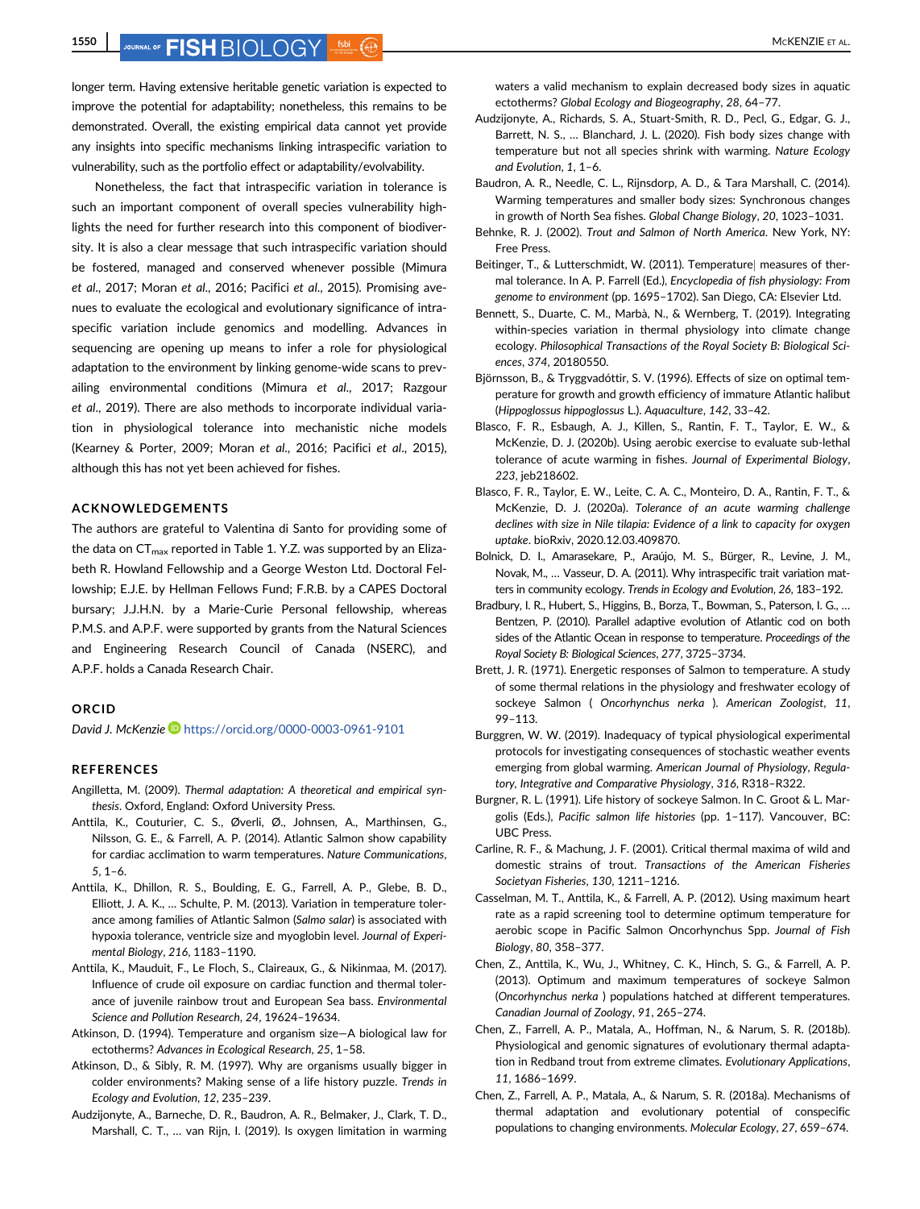longer term. Having extensive heritable genetic variation is expected to improve the potential for adaptability; nonetheless, this remains to be demonstrated. Overall, the existing empirical data cannot yet provide any insights into specific mechanisms linking intraspecific variation to vulnerability, such as the portfolio effect or adaptability/evolvability.

Nonetheless, the fact that intraspecific variation in tolerance is such an important component of overall species vulnerability highlights the need for further research into this component of biodiversity. It is also a clear message that such intraspecific variation should be fostered, managed and conserved whenever possible (Mimura *et al*., 2017; Moran *et al*., 2016; Pacifici *et al*., 2015). Promising avenues to evaluate the ecological and evolutionary significance of intraspecific variation include genomics and modelling. Advances in sequencing are opening up means to infer a role for physiological adaptation to the environment by linking genome-wide scans to prevailing environmental conditions (Mimura *et al*., 2017; Razgour *et al*., 2019). There are also methods to incorporate individual variation in physiological tolerance into mechanistic niche models (Kearney & Porter, 2009; Moran *et al*., 2016; Pacifici *et al*., 2015), although this has not yet been achieved for fishes.

## ACKNOWLEDGEMENTS

The authors are grateful to Valentina di Santo for providing some of the data on $CT_{max}$ reported in Table 1. Y.Z. was supported by an Elizabeth R. Howland Fellowship and a George Weston Ltd. Doctoral Fellowship; E.J.E. by Hellman Fellows Fund; F.R.B. by a CAPES Doctoral bursary; J.J.H.N. by a Marie-Curie Personal fellowship, whereas P.M.S. and A.P.F. were supported by grants from the Natural Sciences and Engineering Research Council of Canada (NSERC), and A.P.F. holds a Canada Research Chair.

## ORCID

*David J. McKenzie* https://orcid.org/0000-0003-0961-9101

## REFERENCES

Angilletta, M. (2009). *Thermal adaptation: A theoretical and empirical synthesis*. Oxford, England: Oxford University Press.

Anttila, K., Couturier, C. S., Øverli, Ø., Johnsen, A., Marthinsen, G., Nilsson, G. E., & Farrell, A. P. (2014). Atlantic Salmon show capability for cardiac acclimation to warm temperatures. *Nature Communications*, *5*, 1–6.

Anttila, K., Dhillon, R. S., Boulding, E. G., Farrell, A. P., Glebe, B. D., Elliott, J. A. K., … Schulte, P. M. (2013). Variation in temperature tolerance among families of Atlantic Salmon (*Salmo salar*) is associated with hypoxia tolerance, ventricle size and myoglobin level. *Journal of Experimental Biology*, *216*, 1183–1190.

Anttila, K., Mauduit, F., Le Floch, S., Claireaux, G., & Nikinmaa, M. (2017). Influence of crude oil exposure on cardiac function and thermal tolerance of juvenile rainbow trout and European sea bass. *Environmental Science and Pollution Research*, *24*, 19624–19634.

Atkinson, D. (1994). Temperature and organism size—A biological law for ectotherms? *Advances in Ecological Research*, *25*, 1–58.

Atkinson, D., & Sibly, R. M. (1997). Why are organisms usually bigger in colder environments? Making sense of a life history puzzle. *Trends in Ecology and Evolution*, *12*, 235–239.

Audzijonyte, A., Barneche, D. R., Baudron, A. R., Belmaker, J., Clark, T. D., Marshall, C. T., … van Rijn, I. (2019). Is oxygen limitation in warming waters a valid mechanism to explain decreased body sizes in aquatic ectotherms? *Global Ecology and Biogeography*, *28*, 64–77.

Audzijonyte, A., Richards, S. A., Stuart-Smith, R. D., Pecl, G., Edgar, G. J., Barrett, N. S., … Blanchard, J. L. (2020). Fish body sizes change with temperature but not all species shrink with warming. *Nature Ecology and Evolution*, *1*, 1–6.

Baudron, A. R., Needle, C. L., Rijnsdorp, A. D., & Tara Marshall, C. (2014). Warming temperatures and smaller body sizes: Synchronous changes in growth of North Sea fishes. *Global Change Biology*, *20*, 1023–1031.

Behnke, R. J. (2002). *Trout and Salmon of North America*. New York, NY: Free Press.

Beitinger, T., & Lutterschmidt, W. (2011). Temperature| measures of thermal tolerance. In A. P. Farrell (Ed.), *Encyclopedia of fish physiology: From genome to environment* (pp. 1695–1702). San Diego, CA: Elsevier Ltd.

Bennett, S., Duarte, C. M., Marbà, N., & Wernberg, T. (2019). Integrating within-species variation in thermal physiology into climate change ecology. *Philosophical Transactions of the Royal Society B: Biological Sciences*, *374*, 20180550.

Björnsson, B., & Tryggvadóttir, S. V. (1996). Effects of size on optimal temperature for growth and growth efficiency of immature Atlantic halibut (*Hippoglossus hippoglossus* L.). *Aquaculture*, *142*, 33–42.

Blasco, F. R., Esbaugh, A. J., Killen, S., Rantin, F. T., Taylor, E. W., & McKenzie, D. J. (2020b). Using aerobic exercise to evaluate sub-lethal tolerance of acute warming in fishes. *Journal of Experimental Biology*, *223*, jeb218602.

Blasco, F. R., Taylor, E. W., Leite, C. A. C., Monteiro, D. A., Rantin, F. T., & McKenzie, D. J. (2020a). *Tolerance of an acute warming challenge declines with size in Nile tilapia: Evidence of a link to capacity for oxygen uptake*. bioRxiv, 2020.12.03.409870.

Bolnick, D. I., Amarasekare, P., Araújo, M. S., Bürger, R., Levine, J. M., Novak, M., … Vasseur, D. A. (2011). Why intraspecific trait variation matters in community ecology. *Trends in Ecology and Evolution*, *26*, 183–192.

Bradbury, I. R., Hubert, S., Higgins, B., Borza, T., Bowman, S., Paterson, I. G., … Bentzen, P. (2010). Parallel adaptive evolution of Atlantic cod on both sides of the Atlantic Ocean in response to temperature. *Proceedings of the Royal Society B: Biological Sciences*, *277*, 3725–3734.

Brett, J. R. (1971). Energetic responses of Salmon to temperature. A study of some thermal relations in the physiology and freshwater ecology of sockeye Salmon ( *Oncorhynchus nerka* ). *American Zoologist*, *11*, 99–113.

Burggren, W. W. (2019). Inadequacy of typical physiological experimental protocols for investigating consequences of stochastic weather events emerging from global warming. *American Journal of Physiology, Regulatory, Integrative and Comparative Physiology*, *316*, R318–R322.

Burgner, R. L. (1991). Life history of sockeye Salmon. In C. Groot & L. Margolis (Eds.), *Pacific salmon life histories* (pp. 1–117). Vancouver, BC: UBC Press.

Carline, R. F., & Machung, J. F. (2001). Critical thermal maxima of wild and domestic strains of trout. *Transactions of the American Fisheries Societyan Fisheries*, *130*, 1211–1216.

Casselman, M. T., Anttila, K., & Farrell, A. P. (2012). Using maximum heart rate as a rapid screening tool to determine optimum temperature for aerobic scope in Pacific Salmon Oncorhynchus Spp. *Journal of Fish Biology*, *80*, 358–377.

Chen, Z., Anttila, K., Wu, J., Whitney, C. K., Hinch, S. G., & Farrell, A. P. (2013). Optimum and maximum temperatures of sockeye Salmon (*Oncorhynchus nerka* ) populations hatched at different temperatures. *Canadian Journal of Zoology*, *91*, 265–274.

Chen, Z., Farrell, A. P., Matala, A., Hoffman, N., & Narum, S. R. (2018b). Physiological and genomic signatures of evolutionary thermal adaptation in Redband trout from extreme climates. *Evolutionary Applications*, *11*, 1686–1699.

Chen, Z., Farrell, A. P., Matala, A., & Narum, S. R. (2018a). Mechanisms of thermal adaptation and evolutionary potential of conspecific populations to changing environments. *Molecular Ecology*, *27*, 659–674.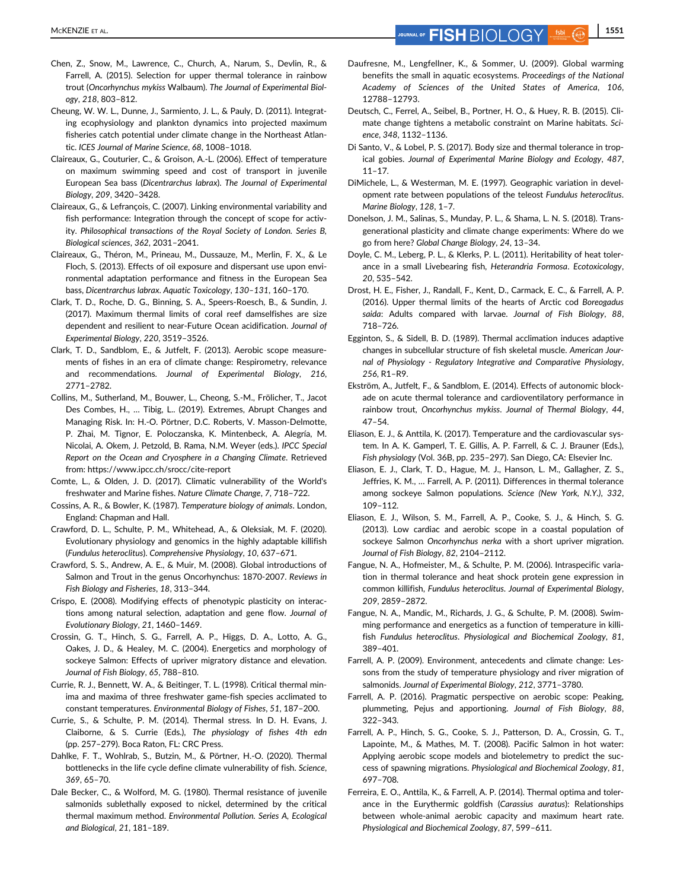Chen, Z., Snow, M., Lawrence, C., Church, A., Narum, S., Devlin, R., & Farrell, A. (2015). Selection for upper thermal tolerance in rainbow trout (*Oncorhynchus mykiss* Walbaum). *The Journal of Experimental Biology*, *218*, 803–812.

Cheung, W. W. L., Dunne, J., Sarmiento, J. L., & Pauly, D. (2011). Integrating ecophysiology and plankton dynamics into projected maximum fisheries catch potential under climate change in the Northeast Atlantic. *ICES Journal of Marine Science*, *68*, 1008–1018.

Claireaux, G., Couturier, C., & Groison, A.-L. (2006). Effect of temperature on maximum swimming speed and cost of transport in juvenile European Sea bass (*Dicentrarchus labrax*). *The Journal of Experimental Biology*, *209*, 3420–3428.

Claireaux, G., & Lefrançois, C. (2007). Linking environmental variability and fish performance: Integration through the concept of scope for activity. *Philosophical transactions of the Royal Society of London. Series B, Biological sciences*, *362*, 2031–2041.

Claireaux, G., Théron, M., Prineau, M., Dussauze, M., Merlin, F. X., & Le Floch, S. (2013). Effects of oil exposure and dispersant use upon environmental adaptation performance and fitness in the European Sea bass, *Dicentrarchus labrax*. *Aquatic Toxicology*, *130–131*, 160–170.

Clark, T. D., Roche, D. G., Binning, S. A., Speers-Roesch, B., & Sundin, J. (2017). Maximum thermal limits of coral reef damselfishes are size dependent and resilient to near-Future Ocean acidification. *Journal of Experimental Biology*, *220*, 3519–3526.

Clark, T. D., Sandblom, E., & Jutfelt, F. (2013). Aerobic scope measurements of fishes in an era of climate change: Respirometry, relevance and recommendations. *Journal of Experimental Biology*, *216*, 2771–2782.

Collins, M., Sutherland, M., Bouwer, L., Cheong, S.-M., Frölicher, T., Jacot Des Combes, H., … Tibig, L. (2019). Extremes, Abrupt Changes and Managing Risk. In: H.-O. Pörtner, D.C. Roberts, V. Masson-Delmotte, P. Zhai, M. Tignor, E. Poloczanska, K. Mintenbeck, A. Alegría, M. Nicolai, A. Okem, J. Petzold, B. Rama, N.M. Weyer (eds.). *IPCC Special Report on the Ocean and Cryosphere in a Changing Climate*. Retrieved from: https://www.ipcc.ch/srocc/cite-report

Comte, L., & Olden, J. D. (2017). Climatic vulnerability of the World's freshwater and Marine fishes. *Nature Climate Change*, *7*, 718–722.

Cossins, A. R., & Bowler, K. (1987). *Temperature biology of animals*. London, England: Chapman and Hall.

Crawford, D. L., Schulte, P. M., Whitehead, A., & Oleksiak, M. F. (2020). Evolutionary physiology and genomics in the highly adaptable killifish (*Fundulus heteroclitus*). *Comprehensive Physiology*, *10*, 637–671.

Crawford, S. S., Andrew, A. E., & Muir, M. (2008). Global introductions of Salmon and Trout in the genus Oncorhynchus: 1870-2007. *Reviews in Fish Biology and Fisheries*, *18*, 313–344.

Crispo, E. (2008). Modifying effects of phenotypic plasticity on interactions among natural selection, adaptation and gene flow. *Journal of Evolutionary Biology*, *21*, 1460–1469.

Crossin, G. T., Hinch, S. G., Farrell, A. P., Higgs, D. A., Lotto, A. G., Oakes, J. D., & Healey, M. C. (2004). Energetics and morphology of sockeye Salmon: Effects of upriver migratory distance and elevation. *Journal of Fish Biology*, *65*, 788–810.

Currie, R. J., Bennett, W. A., & Beitinger, T. L. (1998). Critical thermal minima and maxima of three freshwater game-fish species acclimated to constant temperatures. *Environmental Biology of Fishes*, *51*, 187–200.

Currie, S., & Schulte, P. M. (2014). Thermal stress. In D. H. Evans, J. Claiborne, & S. Currie (Eds.), *The physiology of fishes 4th edn* (pp. 257–279). Boca Raton, FL: CRC Press.

Dahlke, F. T., Wohlrab, S., Butzin, M., & Pörtner, H.-O. (2020). Thermal bottlenecks in the life cycle define climate vulnerability of fish. *Science*, *369*, 65–70.

Dale Becker, C., & Wolford, M. G. (1980). Thermal resistance of juvenile salmonids sublethally exposed to nickel, determined by the critical thermal maximum method. *Environmental Pollution. Series A, Ecological and Biological*, *21*, 181–189.

Daufresne, M., Lengfellner, K., & Sommer, U. (2009). Global warming benefits the small in aquatic ecosystems. *Proceedings of the National Academy of Sciences of the United States of America*, *106*, 12788–12793.

Deutsch, C., Ferrel, A., Seibel, B., Portner, H. O., & Huey, R. B. (2015). Climate change tightens a metabolic constraint on Marine habitats. *Science*, *348*, 1132–1136.

Di Santo, V., & Lobel, P. S. (2017). Body size and thermal tolerance in tropical gobies. *Journal of Experimental Marine Biology and Ecology*, *487*, 11–17.

DiMichele, L., & Westerman, M. E. (1997). Geographic variation in development rate between populations of the teleost *Fundulus heteroclitus*. *Marine Biology*, *128*, 1–7.

Donelson, J. M., Salinas, S., Munday, P. L., & Shama, L. N. S. (2018). Transgenerational plasticity and climate change experiments: Where do we go from here? *Global Change Biology*, *24*, 13–34.

Doyle, C. M., Leberg, P. L., & Klerks, P. L. (2011). Heritability of heat tolerance in a small Livebearing fish, *Heterandria Formosa*. *Ecotoxicology*, *20*, 535–542.

Drost, H. E., Fisher, J., Randall, F., Kent, D., Carmack, E. C., & Farrell, A. P. (2016). Upper thermal limits of the hearts of Arctic cod *Boreogadus saida*: Adults compared with larvae. *Journal of Fish Biology*, *88*, 718–726.

Egginton, S., & Sidell, B. D. (1989). Thermal acclimation induces adaptive changes in subcellular structure of fish skeletal muscle. *American Journal of Physiology - Regulatory Integrative and Comparative Physiology*, *256*, R1–R9.

Ekström, A., Jutfelt, F., & Sandblom, E. (2014). Effects of autonomic blockade on acute thermal tolerance and cardioventilatory performance in rainbow trout, *Oncorhynchus mykiss*. *Journal of Thermal Biology*, *44*, 47–54.

Eliason, E. J., & Anttila, K. (2017). Temperature and the cardiovascular system. In A. K. Gamperl, T. E. Gillis, A. P. Farrell, & C. J. Brauner (Eds.), *Fish physiology* (Vol. 36B, pp. 235–297). San Diego, CA: Elsevier Inc.

Eliason, E. J., Clark, T. D., Hague, M. J., Hanson, L. M., Gallagher, Z. S., Jeffries, K. M., … Farrell, A. P. (2011). Differences in thermal tolerance among sockeye Salmon populations. *Science (New York, N.Y.)*, *332*, 109–112.

Eliason, E. J., Wilson, S. M., Farrell, A. P., Cooke, S. J., & Hinch, S. G. (2013). Low cardiac and aerobic scope in a coastal population of sockeye Salmon *Oncorhynchus nerka* with a short upriver migration. *Journal of Fish Biology*, *82*, 2104–2112.

Fangue, N. A., Hofmeister, M., & Schulte, P. M. (2006). Intraspecific variation in thermal tolerance and heat shock protein gene expression in common killifish, *Fundulus heteroclitus*. *Journal of Experimental Biology*, *209*, 2859–2872.

Fangue, N. A., Mandic, M., Richards, J. G., & Schulte, P. M. (2008). Swimming performance and energetics as a function of temperature in killifish *Fundulus heteroclitus*. *Physiological and Biochemical Zoology*, *81*, 389–401.

Farrell, A. P. (2009). Environment, antecedents and climate change: Lessons from the study of temperature physiology and river migration of salmonids. *Journal of Experimental Biology*, *212*, 3771–3780.

Farrell, A. P. (2016). Pragmatic perspective on aerobic scope: Peaking, plummeting, Pejus and apportioning. *Journal of Fish Biology*, *88*, 322–343.

Farrell, A. P., Hinch, S. G., Cooke, S. J., Patterson, D. A., Crossin, G. T., Lapointe, M., & Mathes, M. T. (2008). Pacific Salmon in hot water: Applying aerobic scope models and biotelemetry to predict the success of spawning migrations. *Physiological and Biochemical Zoology*, *81*, 697–708.

Ferreira, E. O., Anttila, K., & Farrell, A. P. (2014). Thermal optima and tolerance in the Eurythermic goldfish (*Carassius auratus*): Relationships between whole-animal aerobic capacity and maximum heart rate. *Physiological and Biochemical Zoology*, *87*, 599–611.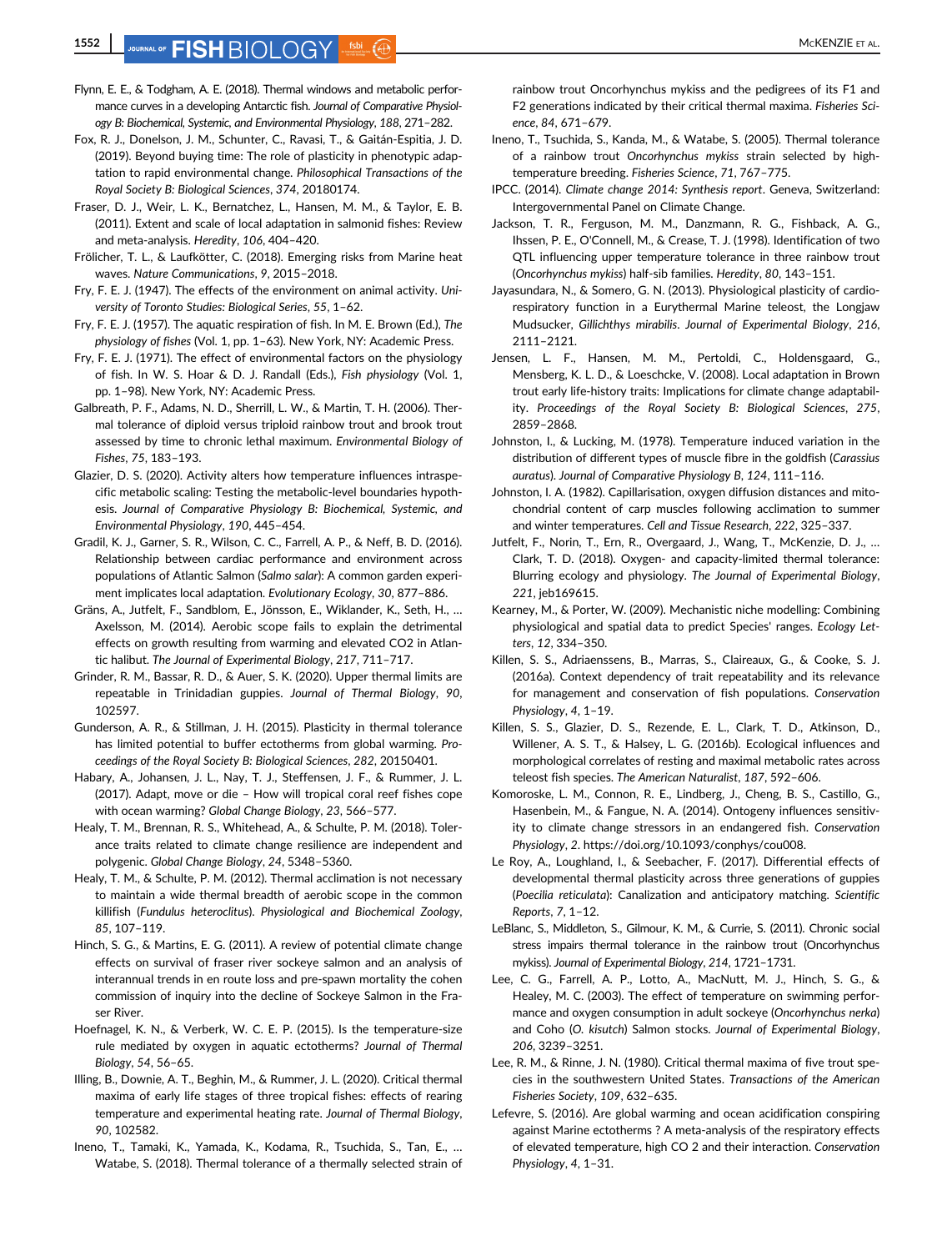Flynn, E. E., & Todgham, A. E. (2018). Thermal windows and metabolic performance curves in a developing Antarctic fish. *Journal of Comparative Physiology B: Biochemical, Systemic, and Environmental Physiology*, *188*, 271–282.

Fox, R. J., Donelson, J. M., Schunter, C., Ravasi, T., & Gaitán-Espitia, J. D. (2019). Beyond buying time: The role of plasticity in phenotypic adaptation to rapid environmental change. *Philosophical Transactions of the Royal Society B: Biological Sciences*, *374*, 20180174.

Fraser, D. J., Weir, L. K., Bernatchez, L., Hansen, M. M., & Taylor, E. B. (2011). Extent and scale of local adaptation in salmonid fishes: Review and meta-analysis. *Heredity*, *106*, 404–420.

Frölicher, T. L., & Laufkötter, C. (2018). Emerging risks from Marine heat waves. *Nature Communications*, *9*, 2015–2018.

Fry, F. E. J. (1947). The effects of the environment on animal activity. *University of Toronto Studies: Biological Series*, *55*, 1–62.

Fry, F. E. J. (1957). The aquatic respiration of fish. In M. E. Brown (Ed.), *The physiology of fishes* (Vol. 1, pp. 1–63). New York, NY: Academic Press.

Fry, F. E. J. (1971). The effect of environmental factors on the physiology of fish. In W. S. Hoar & D. J. Randall (Eds.), *Fish physiology* (Vol. 1, pp. 1–98). New York, NY: Academic Press.

Galbreath, P. F., Adams, N. D., Sherrill, L. W., & Martin, T. H. (2006). Thermal tolerance of diploid versus triploid rainbow trout and brook trout assessed by time to chronic lethal maximum. *Environmental Biology of Fishes*, *75*, 183–193.

Glazier, D. S. (2020). Activity alters how temperature influences intraspecific metabolic scaling: Testing the metabolic-level boundaries hypothesis. *Journal of Comparative Physiology B: Biochemical, Systemic, and Environmental Physiology*, *190*, 445–454.

Gradil, K. J., Garner, S. R., Wilson, C. C., Farrell, A. P., & Neff, B. D. (2016). Relationship between cardiac performance and environment across populations of Atlantic Salmon (*Salmo salar*): A common garden experiment implicates local adaptation. *Evolutionary Ecology*, *30*, 877–886.

Gräns, A., Jutfelt, F., Sandblom, E., Jönsson, E., Wiklander, K., Seth, H., … Axelsson, M. (2014). Aerobic scope fails to explain the detrimental effects on growth resulting from warming and elevated CO2 in Atlantic halibut. *The Journal of Experimental Biology*, *217*, 711–717.

Grinder, R. M., Bassar, R. D., & Auer, S. K. (2020). Upper thermal limits are repeatable in Trinidadian guppies. *Journal of Thermal Biology*, *90*, 102597.

Gunderson, A. R., & Stillman, J. H. (2015). Plasticity in thermal tolerance has limited potential to buffer ectotherms from global warming. *Proceedings of the Royal Society B: Biological Sciences*, *282*, 20150401.

Habary, A., Johansen, J. L., Nay, T. J., Steffensen, J. F., & Rummer, J. L. (2017). Adapt, move or die – How will tropical coral reef fishes cope with ocean warming? *Global Change Biology*, *23*, 566–577.

Healy, T. M., Brennan, R. S., Whitehead, A., & Schulte, P. M. (2018). Tolerance traits related to climate change resilience are independent and polygenic. *Global Change Biology*, *24*, 5348–5360.

Healy, T. M., & Schulte, P. M. (2012). Thermal acclimation is not necessary to maintain a wide thermal breadth of aerobic scope in the common killifish (*Fundulus heteroclitus*). *Physiological and Biochemical Zoology*, *85*, 107–119.

Hinch, S. G., & Martins, E. G. (2011). A review of potential climate change effects on survival of fraser river sockeye salmon and an analysis of interannual trends in en route loss and pre-spawn mortality the cohen commission of inquiry into the decline of Sockeye Salmon in the Fraser River.

Hoefnagel, K. N., & Verberk, W. C. E. P. (2015). Is the temperature-size rule mediated by oxygen in aquatic ectotherms? *Journal of Thermal Biology*, *54*, 56–65.

Illing, B., Downie, A. T., Beghin, M., & Rummer, J. L. (2020). Critical thermal maxima of early life stages of three tropical fishes: effects of rearing temperature and experimental heating rate. *Journal of Thermal Biology*, *90*, 102582.

Ineno, T., Tamaki, K., Yamada, K., Kodama, R., Tsuchida, S., Tan, E., … Watabe, S. (2018). Thermal tolerance of a thermally selected strain of rainbow trout Oncorhynchus mykiss and the pedigrees of its F1 and F2 generations indicated by their critical thermal maxima. *Fisheries Science*, *84*, 671–679.

Ineno, T., Tsuchida, S., Kanda, M., & Watabe, S. (2005). Thermal tolerance of a rainbow trout *Oncorhynchus mykiss* strain selected by high-temperature breeding. *Fisheries Science*, *71*, 767–775.

IPCC. (2014). *Climate change 2014: Synthesis report*. Geneva, Switzerland: Intergovernmental Panel on Climate Change.

Jackson, T. R., Ferguson, M. M., Danzmann, R. G., Fishback, A. G., Ihssen, P. E., O'Connell, M., & Crease, T. J. (1998). Identification of two QTL influencing upper temperature tolerance in three rainbow trout (*Oncorhynchus mykiss*) half-sib families. *Heredity*, *80*, 143–151.

Jayasundara, N., & Somero, G. N. (2013). Physiological plasticity of cardiorespiratory function in a Eurythermal Marine teleost, the Longjaw Mudsucker, *Gillichthys mirabilis*. *Journal of Experimental Biology*, *216*, 2111–2121.

Jensen, L. F., Hansen, M. M., Pertoldi, C., Holdensgaard, G., Mensberg, K. L. D., & Loeschcke, V. (2008). Local adaptation in Brown trout early life-history traits: Implications for climate change adaptability. *Proceedings of the Royal Society B: Biological Sciences*, *275*, 2859–2868.

Johnston, I., & Lucking, M. (1978). Temperature induced variation in the distribution of different types of muscle fibre in the goldfish (*Carassius auratus*). *Journal of Comparative Physiology B*, *124*, 111–116.

Johnston, I. A. (1982). Capillarisation, oxygen diffusion distances and mitochondrial content of carp muscles following acclimation to summer and winter temperatures. *Cell and Tissue Research*, *222*, 325–337.

Jutfelt, F., Norin, T., Ern, R., Overgaard, J., Wang, T., McKenzie, D. J., … Clark, T. D. (2018). Oxygen- and capacity-limited thermal tolerance: Blurring ecology and physiology. *The Journal of Experimental Biology*, *221*, jeb169615.

Kearney, M., & Porter, W. (2009). Mechanistic niche modelling: Combining physiological and spatial data to predict Species' ranges. *Ecology Letters*, *12*, 334–350.

Killen, S. S., Adriaenssens, B., Marras, S., Claireaux, G., & Cooke, S. J. (2016a). Context dependency of trait repeatability and its relevance for management and conservation of fish populations. *Conservation Physiology*, *4*, 1–19.

Killen, S. S., Glazier, D. S., Rezende, E. L., Clark, T. D., Atkinson, D., Willener, A. S. T., & Halsey, L. G. (2016b). Ecological influences and morphological correlates of resting and maximal metabolic rates across teleost fish species. *The American Naturalist*, *187*, 592–606.

Komoroske, L. M., Connon, R. E., Lindberg, J., Cheng, B. S., Castillo, G., Hasenbein, M., & Fangue, N. A. (2014). Ontogeny influences sensitivity to climate change stressors in an endangered fish. *Conservation Physiology*, *2*. https://doi.org/10.1093/conphys/cou008.

Le Roy, A., Loughland, I., & Seebacher, F. (2017). Differential effects of developmental thermal plasticity across three generations of guppies (*Poecilia reticulata*): Canalization and anticipatory matching. *Scientific Reports*, *7*, 1–12.

LeBlanc, S., Middleton, S., Gilmour, K. M., & Currie, S. (2011). Chronic social stress impairs thermal tolerance in the rainbow trout (Oncorhynchus mykiss). *Journal of Experimental Biology*, *214*, 1721–1731.

Lee, C. G., Farrell, A. P., Lotto, A., MacNutt, M. J., Hinch, S. G., & Healey, M. C. (2003). The effect of temperature on swimming performance and oxygen consumption in adult sockeye (*Oncorhynchus nerka*) and Coho (*O. kisutch*) Salmon stocks. *Journal of Experimental Biology*, *206*, 3239–3251.

Lee, R. M., & Rinne, J. N. (1980). Critical thermal maxima of five trout species in the southwestern United States. *Transactions of the American Fisheries Society*, *109*, 632–635.

Lefevre, S. (2016). Are global warming and ocean acidification conspiring against Marine ectotherms ? A meta-analysis of the respiratory effects of elevated temperature, high CO 2 and their interaction. *Conservation Physiology*, *4*, 1–31.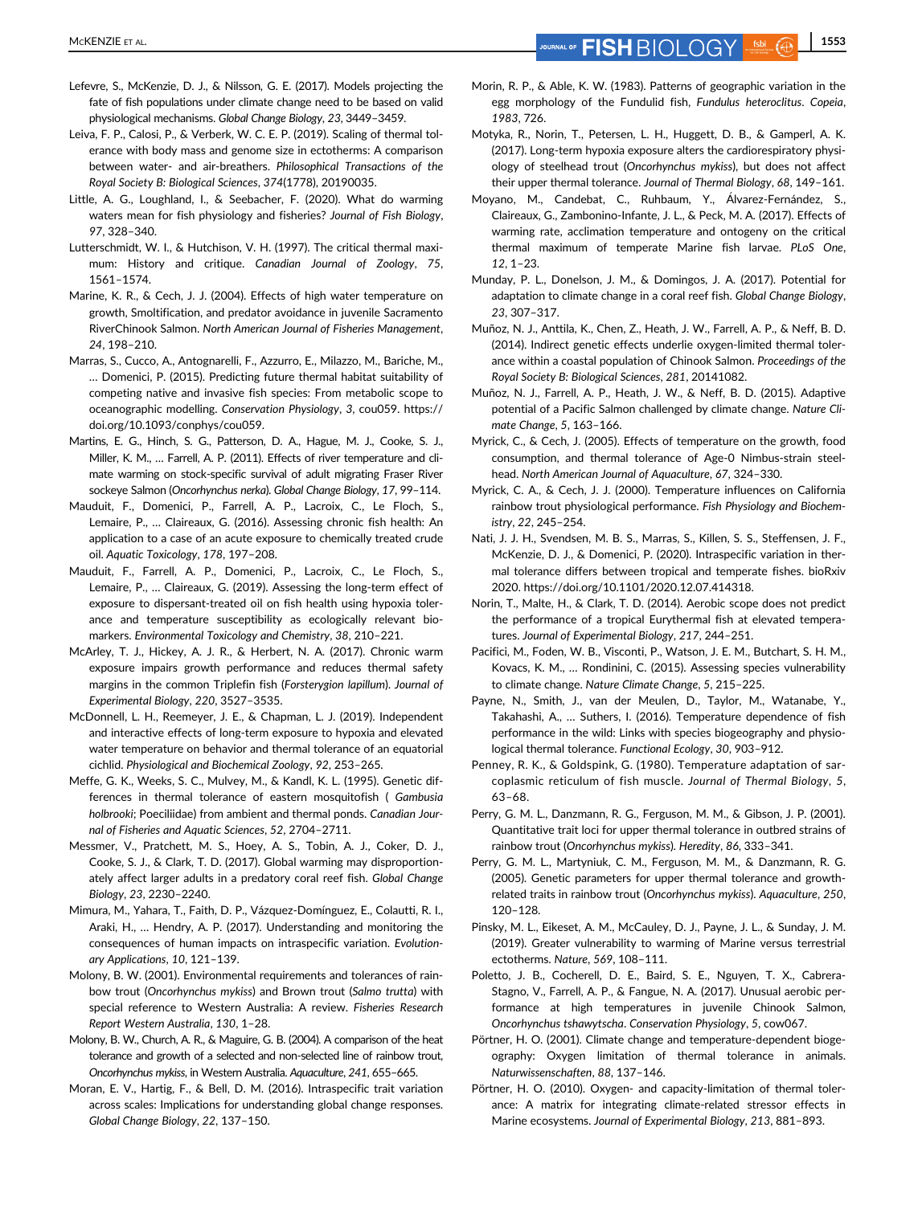Lefevre, S., McKenzie, D. J., & Nilsson, G. E. (2017). Models projecting the fate of fish populations under climate change need to be based on valid physiological mechanisms. *Global Change Biology*, *23*, 3449–3459.

Leiva, F. P., Calosi, P., & Verberk, W. C. E. P. (2019). Scaling of thermal tolerance with body mass and genome size in ectotherms: A comparison between water- and air-breathers. *Philosophical Transactions of the Royal Society B: Biological Sciences*, *374*(1778), 20190035.

Little, A. G., Loughland, I., & Seebacher, F. (2020). What do warming waters mean for fish physiology and fisheries? *Journal of Fish Biology*, *97*, 328–340.

Lutterschmidt, W. I., & Hutchison, V. H. (1997). The critical thermal maximum: History and critique. *Canadian Journal of Zoology*, *75*, 1561–1574.

Marine, K. R., & Cech, J. J. (2004). Effects of high water temperature on growth, Smoltification, and predator avoidance in juvenile Sacramento RiverChinook Salmon. *North American Journal of Fisheries Management*, *24*, 198–210.

Marras, S., Cucco, A., Antognarelli, F., Azzurro, E., Milazzo, M., Bariche, M., … Domenici, P. (2015). Predicting future thermal habitat suitability of competing native and invasive fish species: From metabolic scope to oceanographic modelling. *Conservation Physiology*, *3*, cou059. https://doi.org/10.1093/conphys/cou059.

Martins, E. G., Hinch, S. G., Patterson, D. A., Hague, M. J., Cooke, S. J., Miller, K. M., … Farrell, A. P. (2011). Effects of river temperature and climate warming on stock-specific survival of adult migrating Fraser River sockeye Salmon (*Oncorhynchus nerka*). *Global Change Biology*, *17*, 99–114.

Mauduit, F., Domenici, P., Farrell, A. P., Lacroix, C., Le Floch, S., Lemaire, P., … Claireaux, G. (2016). Assessing chronic fish health: An application to a case of an acute exposure to chemically treated crude oil. *Aquatic Toxicology*, *178*, 197–208.

Mauduit, F., Farrell, A. P., Domenici, P., Lacroix, C., Le Floch, S., Lemaire, P., … Claireaux, G. (2019). Assessing the long-term effect of exposure to dispersant-treated oil on fish health using hypoxia tolerance and temperature susceptibility as ecologically relevant biomarkers. *Environmental Toxicology and Chemistry*, *38*, 210–221.

McArley, T. J., Hickey, A. J. R., & Herbert, N. A. (2017). Chronic warm exposure impairs growth performance and reduces thermal safety margins in the common Triplefin fish (*Forsterygion lapillum*). *Journal of Experimental Biology*, *220*, 3527–3535.

McDonnell, L. H., Reemeyer, J. E., & Chapman, L. J. (2019). Independent and interactive effects of long-term exposure to hypoxia and elevated water temperature on behavior and thermal tolerance of an equatorial cichlid. *Physiological and Biochemical Zoology*, *92*, 253–265.

Meffe, G. K., Weeks, S. C., Mulvey, M., & Kandl, K. L. (1995). Genetic differences in thermal tolerance of eastern mosquitofish ( *Gambusia holbrooki*; Poeciliidae) from ambient and thermal ponds. *Canadian Journal of Fisheries and Aquatic Sciences*, *52*, 2704–2711.

Messmer, V., Pratchett, M. S., Hoey, A. S., Tobin, A. J., Coker, D. J., Cooke, S. J., & Clark, T. D. (2017). Global warming may disproportionately affect larger adults in a predatory coral reef fish. *Global Change Biology*, *23*, 2230–2240.

Mimura, M., Yahara, T., Faith, D. P., Vázquez-Domínguez, E., Colautti, R. I., Araki, H., … Hendry, A. P. (2017). Understanding and monitoring the consequences of human impacts on intraspecific variation. *Evolutionary Applications*, *10*, 121–139.

Molony, B. W. (2001). Environmental requirements and tolerances of rainbow trout (*Oncorhynchus mykiss*) and Brown trout (*Salmo trutta*) with special reference to Western Australia: A review. *Fisheries Research Report Western Australia*, *130*, 1–28.

Molony, B. W., Church, A. R., & Maguire, G. B. (2004). A comparison of the heat tolerance and growth of a selected and non-selected line of rainbow trout, *Oncorhynchus mykiss*, in Western Australia. *Aquaculture*, *241*, 655–665.

Moran, E. V., Hartig, F., & Bell, D. M. (2016). Intraspecific trait variation across scales: Implications for understanding global change responses. *Global Change Biology*, *22*, 137–150.

Morin, R. P., & Able, K. W. (1983). Patterns of geographic variation in the egg morphology of the Fundulid fish, *Fundulus heteroclitus*. *Copeia*, *1983*, 726.

Motyka, R., Norin, T., Petersen, L. H., Huggett, D. B., & Gamperl, A. K. (2017). Long-term hypoxia exposure alters the cardiorespiratory physiology of steelhead trout (*Oncorhynchus mykiss*), but does not affect their upper thermal tolerance. *Journal of Thermal Biology*, *68*, 149–161.

Moyano, M., Candebat, C., Ruhbaum, Y., Álvarez-Fernández, S., Claireaux, G., Zambonino-Infante, J. L., & Peck, M. A. (2017). Effects of warming rate, acclimation temperature and ontogeny on the critical thermal maximum of temperate Marine fish larvae. *PLoS One*, *12*, 1–23.

Munday, P. L., Donelson, J. M., & Domingos, J. A. (2017). Potential for adaptation to climate change in a coral reef fish. *Global Change Biology*, *23*, 307–317.

Muñoz, N. J., Anttila, K., Chen, Z., Heath, J. W., Farrell, A. P., & Neff, B. D. (2014). Indirect genetic effects underlie oxygen-limited thermal tolerance within a coastal population of Chinook Salmon. *Proceedings of the Royal Society B: Biological Sciences*, *281*, 20141082.

Muñoz, N. J., Farrell, A. P., Heath, J. W., & Neff, B. D. (2015). Adaptive potential of a Pacific Salmon challenged by climate change. *Nature Climate Change*, *5*, 163–166.

Myrick, C., & Cech, J. (2005). Effects of temperature on the growth, food consumption, and thermal tolerance of Age-0 Nimbus-strain steelhead. *North American Journal of Aquaculture*, *67*, 324–330.

Myrick, C. A., & Cech, J. J. (2000). Temperature influences on California rainbow trout physiological performance. *Fish Physiology and Biochemistry*, *22*, 245–254.

Nati, J. J. H., Svendsen, M. B. S., Marras, S., Killen, S. S., Steffensen, J. F., McKenzie, D. J., & Domenici, P. (2020). Intraspecific variation in thermal tolerance differs between tropical and temperate fishes. bioRxiv 2020. https://doi.org/10.1101/2020.12.07.414318.

Norin, T., Malte, H., & Clark, T. D. (2014). Aerobic scope does not predict the performance of a tropical Eurythermal fish at elevated temperatures. *Journal of Experimental Biology*, *217*, 244–251.

Pacifici, M., Foden, W. B., Visconti, P., Watson, J. E. M., Butchart, S. H. M., Kovacs, K. M., … Rondinini, C. (2015). Assessing species vulnerability to climate change. *Nature Climate Change*, *5*, 215–225.

Payne, N., Smith, J., van der Meulen, D., Taylor, M., Watanabe, Y., Takahashi, A., … Suthers, I. (2016). Temperature dependence of fish performance in the wild: Links with species biogeography and physiological thermal tolerance. *Functional Ecology*, *30*, 903–912.

Penney, R. K., & Goldspink, G. (1980). Temperature adaptation of sarcoplasmic reticulum of fish muscle. *Journal of Thermal Biology*, *5*, 63–68.

Perry, G. M. L., Danzmann, R. G., Ferguson, M. M., & Gibson, J. P. (2001). Quantitative trait loci for upper thermal tolerance in outbred strains of rainbow trout (*Oncorhynchus mykiss*). *Heredity*, *86*, 333–341.

Perry, G. M. L., Martyniuk, C. M., Ferguson, M. M., & Danzmann, R. G. (2005). Genetic parameters for upper thermal tolerance and growth-related traits in rainbow trout (*Oncorhynchus mykiss*). *Aquaculture*, *250*, 120–128.

Pinsky, M. L., Eikeset, A. M., McCauley, D. J., Payne, J. L., & Sunday, J. M. (2019). Greater vulnerability to warming of Marine versus terrestrial ectotherms. *Nature*, *569*, 108–111.

Poletto, J. B., Cocherell, D. E., Baird, S. E., Nguyen, T. X., Cabrera-Stagno, V., Farrell, A. P., & Fangue, N. A. (2017). Unusual aerobic performance at high temperatures in juvenile Chinook Salmon, *Oncorhynchus tshawytscha*. *Conservation Physiology*, *5*, cow067.

Pörtner, H. O. (2001). Climate change and temperature-dependent biogeography: Oxygen limitation of thermal tolerance in animals. *Naturwissenschaften*, *88*, 137–146.

Pörtner, H. O. (2010). Oxygen- and capacity-limitation of thermal tolerance: A matrix for integrating climate-related stressor effects in Marine ecosystems. *Journal of Experimental Biology*, *213*, 881–893.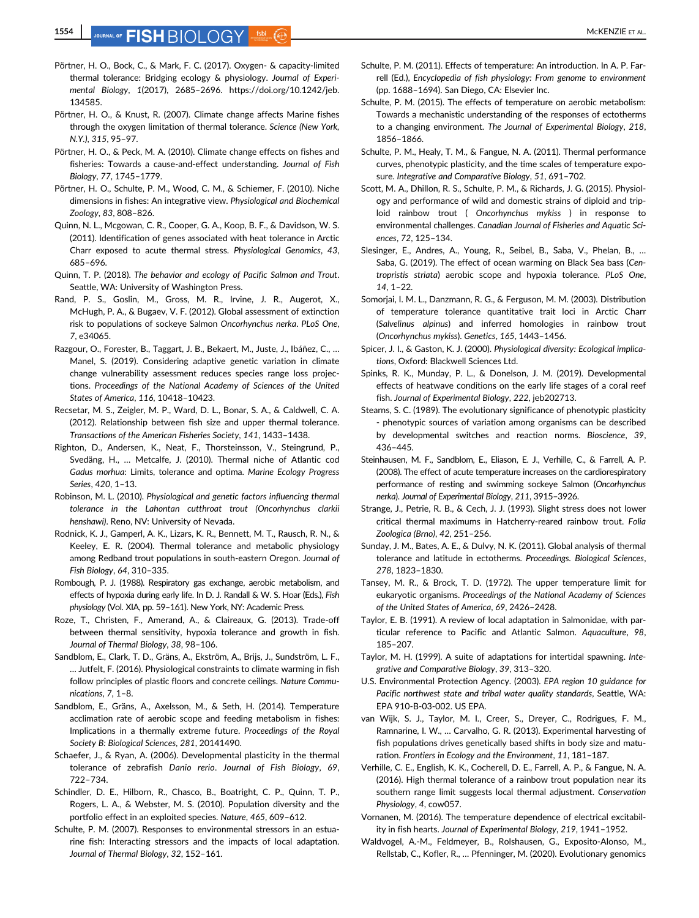Pörtner, H. O., Bock, C., & Mark, F. C. (2017). Oxygen- & capacity-limited thermal tolerance: Bridging ecology & physiology. *Journal of Experimental Biology*, *1*(2017), 2685–2696. https://doi.org/10.1242/jeb.134585.

Pörtner, H. O., & Knust, R. (2007). Climate change affects Marine fishes through the oxygen limitation of thermal tolerance. *Science (New York, N.Y.)*, *315*, 95–97.

Pörtner, H. O., & Peck, M. A. (2010). Climate change effects on fishes and fisheries: Towards a cause-and-effect understanding. *Journal of Fish Biology*, *77*, 1745–1779.

Pörtner, H. O., Schulte, P. M., Wood, C. M., & Schiemer, F. (2010). Niche dimensions in fishes: An integrative view. *Physiological and Biochemical Zoology*, *83*, 808–826.

Quinn, N. L., Mcgowan, C. R., Cooper, G. A., Koop, B. F., & Davidson, W. S. (2011). Identification of genes associated with heat tolerance in Arctic Charr exposed to acute thermal stress. *Physiological Genomics*, *43*, 685–696.

Quinn, T. P. (2018). *The behavior and ecology of Pacific Salmon and Trout*. Seattle, WA: University of Washington Press.

Rand, P. S., Goslin, M., Gross, M. R., Irvine, J. R., Augerot, X., McHugh, P. A., & Bugaev, V. F. (2012). Global assessment of extinction risk to populations of sockeye Salmon *Oncorhynchus nerka*. *PLoS One*, *7*, e34065.

Razgour, O., Forester, B., Taggart, J. B., Bekaert, M., Juste, J., Ibáñez, C., … Manel, S. (2019). Considering adaptive genetic variation in climate change vulnerability assessment reduces species range loss projections. *Proceedings of the National Academy of Sciences of the United States of America*, *116*, 10418–10423.

Recsetar, M. S., Zeigler, M. P., Ward, D. L., Bonar, S. A., & Caldwell, C. A. (2012). Relationship between fish size and upper thermal tolerance. *Transactions of the American Fisheries Society*, *141*, 1433–1438.

Righton, D., Andersen, K., Neat, F., Thorsteinsson, V., Steingrund, P., Svedäng, H., … Metcalfe, J. (2010). Thermal niche of Atlantic cod *Gadus morhua*: Limits, tolerance and optima. *Marine Ecology Progress Series*, *420*, 1–13.

Robinson, M. L. (2010). *Physiological and genetic factors influencing thermal tolerance in the Lahontan cutthroat trout (Oncorhynchus clarkii henshawi)*. Reno, NV: University of Nevada.

Rodnick, K. J., Gamperl, A. K., Lizars, K. R., Bennett, M. T., Rausch, R. N., & Keeley, E. R. (2004). Thermal tolerance and metabolic physiology among Redband trout populations in south-eastern Oregon. *Journal of Fish Biology*, *64*, 310–335.

Rombough, P. J. (1988). Respiratory gas exchange, aerobic metabolism, and effects of hypoxia during early life. In D. J. Randall & W. S. Hoar (Eds.), *Fish physiology* (Vol. XIA, pp. 59–161). New York, NY: Academic Press.

Roze, T., Christen, F., Amerand, A., & Claireaux, G. (2013). Trade-off between thermal sensitivity, hypoxia tolerance and growth in fish. *Journal of Thermal Biology*, *38*, 98–106.

Sandblom, E., Clark, T. D., Gräns, A., Ekström, A., Brijs, J., Sundström, L. F., … Jutfelt, F. (2016). Physiological constraints to climate warming in fish follow principles of plastic floors and concrete ceilings. *Nature Communications*, *7*, 1–8.

Sandblom, E., Gräns, A., Axelsson, M., & Seth, H. (2014). Temperature acclimation rate of aerobic scope and feeding metabolism in fishes: Implications in a thermally extreme future. *Proceedings of the Royal Society B: Biological Sciences*, *281*, 20141490.

Schaefer, J., & Ryan, A. (2006). Developmental plasticity in the thermal tolerance of zebrafish *Danio rerio*. *Journal of Fish Biology*, *69*, 722–734.

Schindler, D. E., Hilborn, R., Chasco, B., Boatright, C. P., Quinn, T. P., Rogers, L. A., & Webster, M. S. (2010). Population diversity and the portfolio effect in an exploited species. *Nature*, *465*, 609–612.

Schulte, P. M. (2007). Responses to environmental stressors in an estuarine fish: Interacting stressors and the impacts of local adaptation. *Journal of Thermal Biology*, *32*, 152–161.

Schulte, P. M. (2011). Effects of temperature: An introduction. In A. P. Farrell (Ed.), *Encyclopedia of fish physiology: From genome to environment* (pp. 1688–1694). San Diego, CA: Elsevier Inc.

Schulte, P. M. (2015). The effects of temperature on aerobic metabolism: Towards a mechanistic understanding of the responses of ectotherms to a changing environment. *The Journal of Experimental Biology*, *218*, 1856–1866.

Schulte, P. M., Healy, T. M., & Fangue, N. A. (2011). Thermal performance curves, phenotypic plasticity, and the time scales of temperature exposure. *Integrative and Comparative Biology*, *51*, 691–702.

Scott, M. A., Dhillon, R. S., Schulte, P. M., & Richards, J. G. (2015). Physiology and performance of wild and domestic strains of diploid and triploid rainbow trout ( *Oncorhynchus mykiss* ) in response to environmental challenges. *Canadian Journal of Fisheries and Aquatic Sciences*, *72*, 125–134.

Slesinger, E., Andres, A., Young, R., Seibel, B., Saba, V., Phelan, B., … Saba, G. (2019). The effect of ocean warming on Black Sea bass (*Centropristis striata*) aerobic scope and hypoxia tolerance. *PLoS One*, *14*, 1–22.

Somorjai, I. M. L., Danzmann, R. G., & Ferguson, M. M. (2003). Distribution of temperature tolerance quantitative trait loci in Arctic Charr (*Salvelinus alpinus*) and inferred homologies in rainbow trout (*Oncorhynchus mykiss*). *Genetics*, *165*, 1443–1456.

Spicer, J. I., & Gaston, K. J. (2000). *Physiological diversity: Ecological implications*, Oxford: Blackwell Sciences Ltd.

Spinks, R. K., Munday, P. L., & Donelson, J. M. (2019). Developmental effects of heatwave conditions on the early life stages of a coral reef fish. *Journal of Experimental Biology*, *222*, jeb202713.

Stearns, S. C. (1989). The evolutionary significance of phenotypic plasticity - phenotypic sources of variation among organisms can be described by developmental switches and reaction norms. *Bioscience*, *39*, 436–445.

Steinhausen, M. F., Sandblom, E., Eliason, E. J., Verhille, C., & Farrell, A. P. (2008). The effect of acute temperature increases on the cardiorespiratory performance of resting and swimming sockeye Salmon (*Oncorhynchus nerka*). *Journal of Experimental Biology*, *211*, 3915–3926.

Strange, J., Petrie, R. B., & Cech, J. J. (1993). Slight stress does not lower critical thermal maximums in Hatcherry-reared rainbow trout. *Folia Zoologica (Brno)*, *42*, 251–256.

Sunday, J. M., Bates, A. E., & Dulvy, N. K. (2011). Global analysis of thermal tolerance and latitude in ectotherms. *Proceedings. Biological Sciences*, *278*, 1823–1830.

Tansey, M. R., & Brock, T. D. (1972). The upper temperature limit for eukaryotic organisms. *Proceedings of the National Academy of Sciences of the United States of America*, *69*, 2426–2428.

Taylor, E. B. (1991). A review of local adaptation in Salmonidae, with particular reference to Pacific and Atlantic Salmon. *Aquaculture*, *98*, 185–207.

Taylor, M. H. (1999). A suite of adaptations for intertidal spawning. *Integrative and Comparative Biology*, *39*, 313–320.

U.S. Environmental Protection Agency. (2003). *EPA region 10 guidance for Pacific northwest state and tribal water quality standards*, Seattle, WA: EPA 910-B-03-002. US EPA.

van Wijk, S. J., Taylor, M. I., Creer, S., Dreyer, C., Rodrigues, F. M., Ramnarine, I. W., … Carvalho, G. R. (2013). Experimental harvesting of fish populations drives genetically based shifts in body size and maturation. *Frontiers in Ecology and the Environment*, *11*, 181–187.

Verhille, C. E., English, K. K., Cocherell, D. E., Farrell, A. P., & Fangue, N. A. (2016). High thermal tolerance of a rainbow trout population near its southern range limit suggests local thermal adjustment. *Conservation Physiology*, *4*, cow057.

Vornanen, M. (2016). The temperature dependence of electrical excitability in fish hearts. *Journal of Experimental Biology*, *219*, 1941–1952.

Waldvogel, A.-M., Feldmeyer, B., Rolshausen, G., Exposito-Alonso, M., Rellstab, C., Kofler, R., … Pfenninger, M. (2020). Evolutionary genomics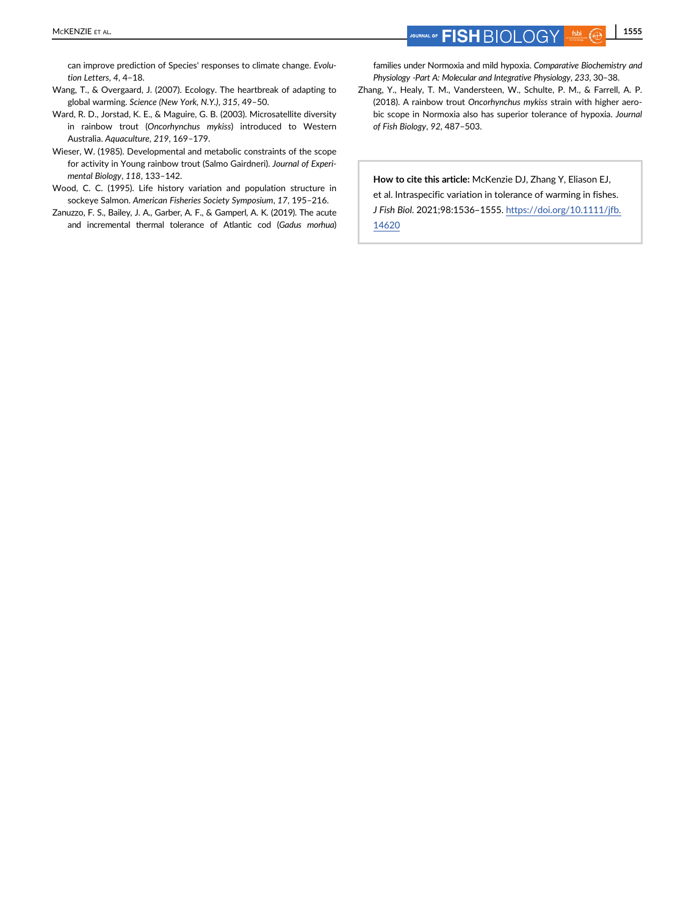can improve prediction of Species' responses to climate change. *Evolution Letters*, *4*, 4–18.

Wang, T., & Overgaard, J. (2007). Ecology. The heartbreak of adapting to global warming. *Science (New York, N.Y.)*, *315*, 49–50.

Ward, R. D., Jorstad, K. E., & Maguire, G. B. (2003). Microsatellite diversity in rainbow trout (*Oncorhynchus mykiss*) introduced to Western Australia. *Aquaculture*, *219*, 169–179.

Wieser, W. (1985). Developmental and metabolic constraints of the scope for activity in Young rainbow trout (Salmo Gairdneri). *Journal of Experimental Biology*, *118*, 133–142.

Wood, C. C. (1995). Life history variation and population structure in sockeye Salmon. *American Fisheries Society Symposium*, *17*, 195–216.

Zanuzzo, F. S., Bailey, J. A., Garber, A. F., & Gamperl, A. K. (2019). The acute and incremental thermal tolerance of Atlantic cod (*Gadus morhua*) families under Normoxia and mild hypoxia. *Comparative Biochemistry and Physiology -Part A: Molecular and Integrative Physiology*, *233*, 30–38.

Zhang, Y., Healy, T. M., Vandersteen, W., Schulte, P. M., & Farrell, A. P. (2018). A rainbow trout *Oncorhynchus mykiss* strain with higher aerobic scope in Normoxia also has superior tolerance of hypoxia. *Journal of Fish Biology*, *92*, 487–503.

**How to cite this article:** McKenzie DJ, Zhang Y, Eliason EJ, et al. Intraspecific variation in tolerance of warming in fishes. *J Fish Biol*. 2021;98:1536–1555. https://doi.org/10.1111/jfb.14620